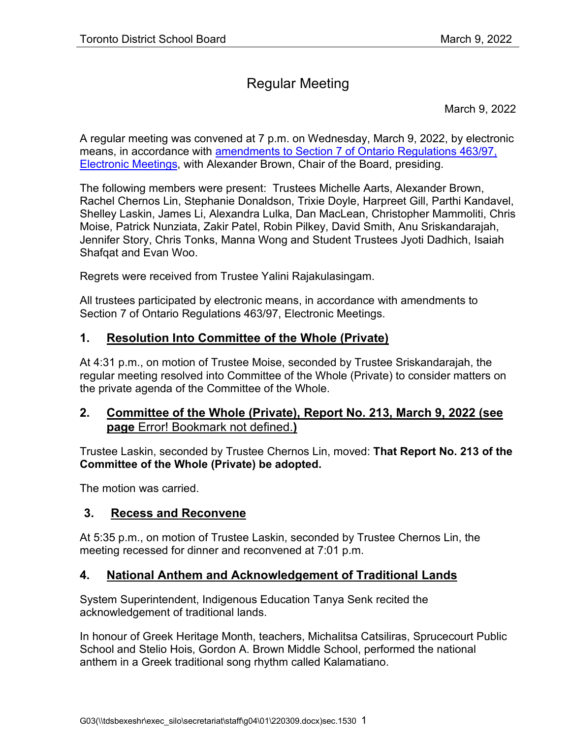# Regular Meeting

March 9, 2022

A regular meeting was convened at 7 p.m. on Wednesday, March 9, 2022, by electronic means, in accordance with [amendments to Section 7 of Ontario Regulations 463/97, Electronic Meetings](), with Alexander Brown, Chair of the Board, presiding.

The following members were present: Trustees Michelle Aarts, Alexander Brown, Rachel Chernos Lin, Stephanie Donaldson, Trixie Doyle, Harpreet Gill, Parthi Kandavel, Shelley Laskin, James Li, Alexandra Lulka, Dan MacLean, Christopher Mammoliti, Chris Moise, Patrick Nunziata, Zakir Patel, Robin Pilkey, David Smith, Anu Sriskandarajah, Jennifer Story, Chris Tonks, Manna Wong and Student Trustees Jyoti Dadhich, Isaiah Shafqat and Evan Woo.

Regrets were received from Trustee Yalini Rajakulasingam.

All trustees participated by electronic means, in accordance with amendments to Section 7 of Ontario Regulations 463/97, Electronic Meetings.

## 1. Resolution Into Committee of the Whole (Private)

At 4:31 p.m., on motion of Trustee Moise, seconded by Trustee Sriskandarajah, the regular meeting resolved into Committee of the Whole (Private) to consider matters on the private agenda of the Committee of the Whole.

## 2. Committee of the Whole (Private), Report No. 213, March 9, 2022 (see page Error! Bookmark not defined.)

Trustee Laskin, seconded by Trustee Chernos Lin, moved: **That Report No. 213 of the Committee of the Whole (Private) be adopted.**

The motion was carried.

## 3. Recess and Reconvene

At 5:35 p.m., on motion of Trustee Laskin, seconded by Trustee Chernos Lin, the meeting recessed for dinner and reconvened at 7:01 p.m.

## 4. National Anthem and Acknowledgement of Traditional Lands

System Superintendent, Indigenous Education Tanya Senk recited the acknowledgement of traditional lands.

In honour of Greek Heritage Month, teachers, Michalitsa Catsiliras, Sprucecourt Public School and Stelio Hois, Gordon A. Brown Middle School, performed the national anthem in a Greek traditional song rhythm called Kalamatiano.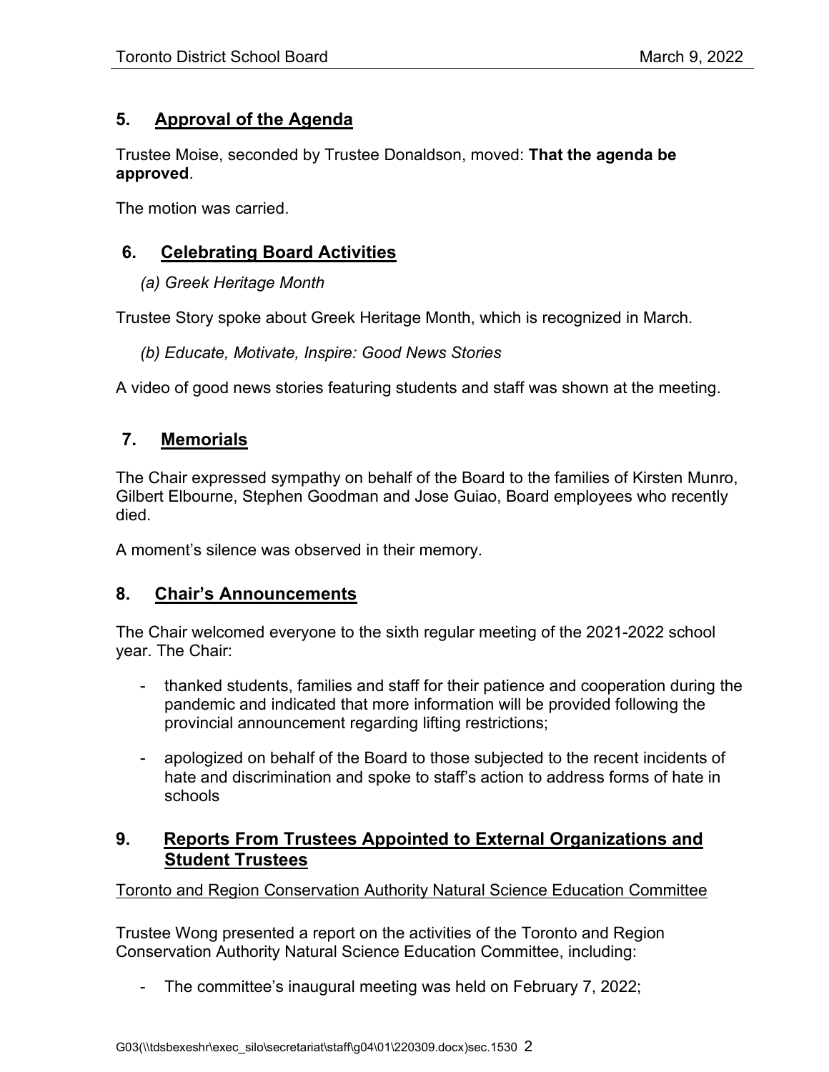## 5. Approval of the Agenda

Trustee Moise, seconded by Trustee Donaldson, moved: **That the agenda be approved**.

The motion was carried.

## 6. Celebrating Board Activities

*(a) Greek Heritage Month*

Trustee Story spoke about Greek Heritage Month, which is recognized in March.

*(b) Educate, Motivate, Inspire: Good News Stories*

A video of good news stories featuring students and staff was shown at the meeting.

## 7. Memorials

The Chair expressed sympathy on behalf of the Board to the families of Kirsten Munro, Gilbert Elbourne, Stephen Goodman and Jose Guiao, Board employees who recently died.

A moment's silence was observed in their memory.

## 8. Chair's Announcements

The Chair welcomed everyone to the sixth regular meeting of the 2021-2022 school year. The Chair:

- thanked students, families and staff for their patience and cooperation during the pandemic and indicated that more information will be provided following the provincial announcement regarding lifting restrictions;
- apologized on behalf of the Board to those subjected to the recent incidents of hate and discrimination and spoke to staff's action to address forms of hate in schools

## 9. Reports From Trustees Appointed to External Organizations and Student Trustees

Toronto and Region Conservation Authority Natural Science Education Committee

Trustee Wong presented a report on the activities of the Toronto and Region Conservation Authority Natural Science Education Committee, including:

- The committee's inaugural meeting was held on February 7, 2022;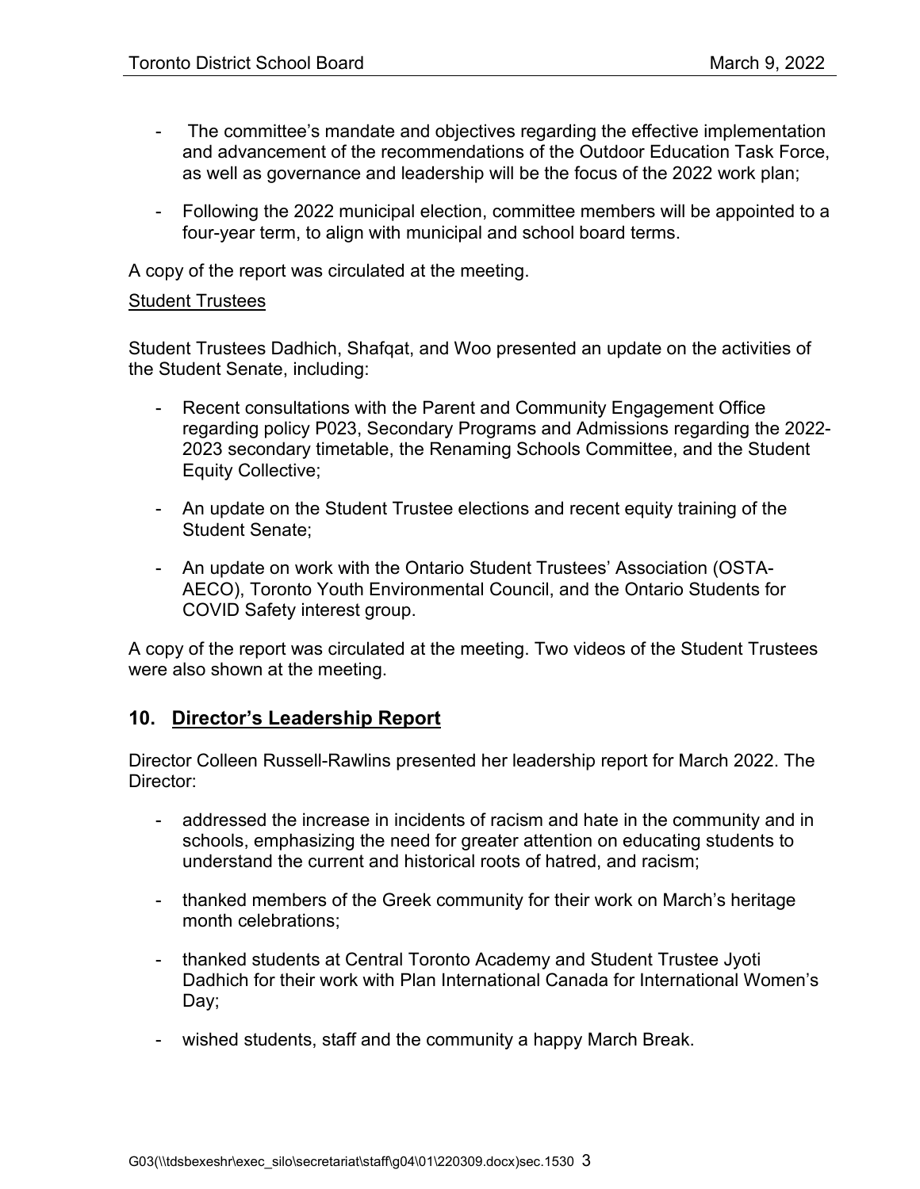- The committee's mandate and objectives regarding the effective implementation and advancement of the recommendations of the Outdoor Education Task Force, as well as governance and leadership will be the focus of the 2022 work plan;

- Following the 2022 municipal election, committee members will be appointed to a four-year term, to align with municipal and school board terms.

A copy of the report was circulated at the meeting.

Student Trustees

Student Trustees Dadhich, Shafqat, and Woo presented an update on the activities of the Student Senate, including:

- Recent consultations with the Parent and Community Engagement Office regarding policy P023, Secondary Programs and Admissions regarding the 2022-2023 secondary timetable, the Renaming Schools Committee, and the Student Equity Collective;

- An update on the Student Trustee elections and recent equity training of the Student Senate;

- An update on work with the Ontario Student Trustees' Association (OSTA-AECO), Toronto Youth Environmental Council, and the Ontario Students for COVID Safety interest group.

A copy of the report was circulated at the meeting. Two videos of the Student Trustees were also shown at the meeting.

## 10. Director's Leadership Report

Director Colleen Russell-Rawlins presented her leadership report for March 2022. The Director:

- addressed the increase in incidents of racism and hate in the community and in schools, emphasizing the need for greater attention on educating students to understand the current and historical roots of hatred, and racism;

- thanked members of the Greek community for their work on March's heritage month celebrations;

- thanked students at Central Toronto Academy and Student Trustee Jyoti Dadhich for their work with Plan International Canada for International Women's Day;

- wished students, staff and the community a happy March Break.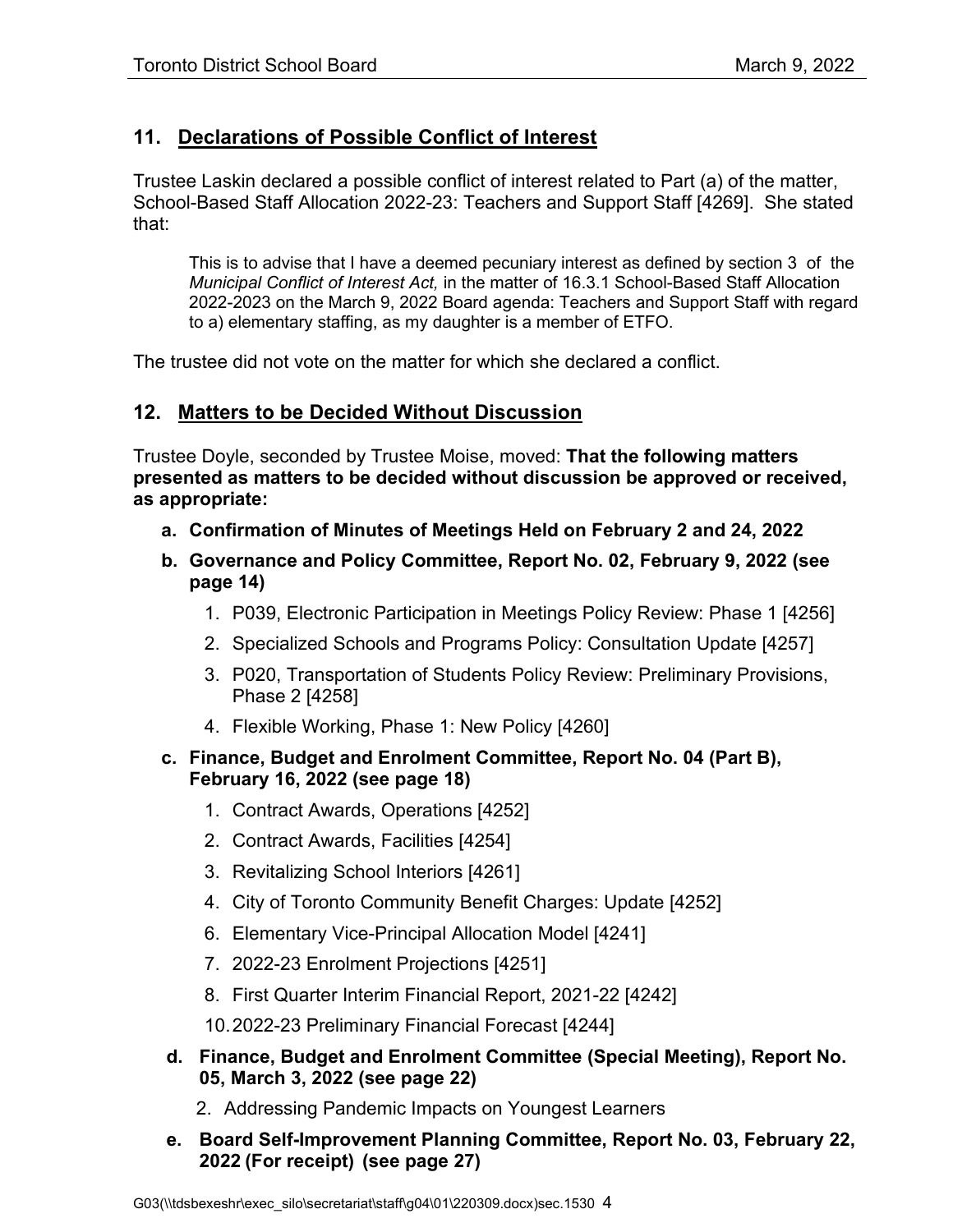## 11. Declarations of Possible Conflict of Interest

Trustee Laskin declared a possible conflict of interest related to Part (a) of the matter, School-Based Staff Allocation 2022-23: Teachers and Support Staff [4269]. She stated that:

> This is to advise that I have a deemed pecuniary interest as defined by section 3 of the *Municipal Conflict of Interest Act,* in the matter of 16.3.1 School-Based Staff Allocation 2022-2023 on the March 9, 2022 Board agenda: Teachers and Support Staff with regard to a) elementary staffing, as my daughter is a member of ETFO.

The trustee did not vote on the matter for which she declared a conflict.

## 12. Matters to be Decided Without Discussion

Trustee Doyle, seconded by Trustee Moise, moved: **That the following matters presented as matters to be decided without discussion be approved or received, as appropriate:**

**a. Confirmation of Minutes of Meetings Held on February 2 and 24, 2022**

**b. Governance and Policy Committee, Report No. 02, February 9, 2022 (see page 14)**

1. P039, Electronic Participation in Meetings Policy Review: Phase 1 [4256]
2. Specialized Schools and Programs Policy: Consultation Update [4257]
3. P020, Transportation of Students Policy Review: Preliminary Provisions, Phase 2 [4258]
4. Flexible Working, Phase 1: New Policy [4260]

**c. Finance, Budget and Enrolment Committee, Report No. 04 (Part B), February 16, 2022 (see page 18)**

1. Contract Awards, Operations [4252]
2. Contract Awards, Facilities [4254]
3. Revitalizing School Interiors [4261]
4. City of Toronto Community Benefit Charges: Update [4252]

6. Elementary Vice-Principal Allocation Model [4241]
7. 2022-23 Enrolment Projections [4251]
8. First Quarter Interim Financial Report, 2021-22 [4242]

10. 2022-23 Preliminary Financial Forecast [4244]

**d. Finance, Budget and Enrolment Committee (Special Meeting), Report No. 05, March 3, 2022 (see page 22)**

2. Addressing Pandemic Impacts on Youngest Learners

**e. Board Self-Improvement Planning Committee, Report No. 03, February 22, 2022 (For receipt) (see page 27)**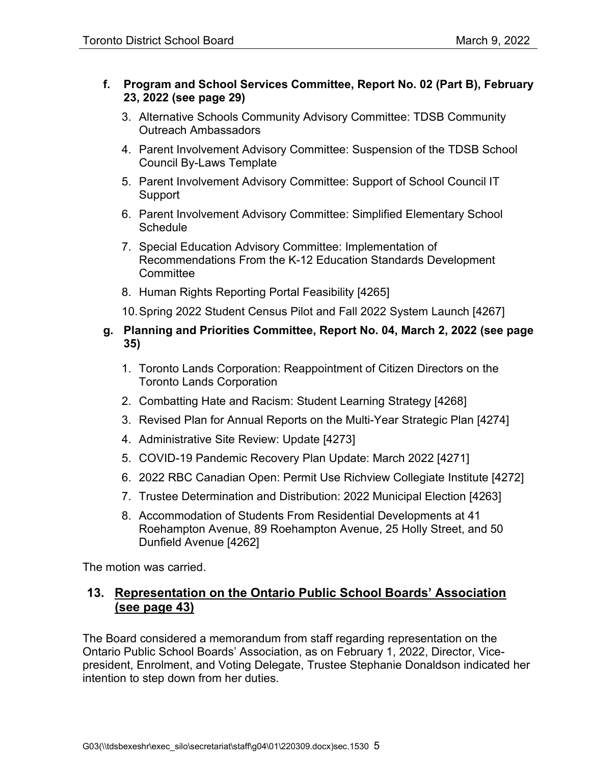**f. Program and School Services Committee, Report No. 02 (Part B), February 23, 2022 (see page 29)**

3. Alternative Schools Community Advisory Committee: TDSB Community Outreach Ambassadors
4. Parent Involvement Advisory Committee: Suspension of the TDSB School Council By-Laws Template
5. Parent Involvement Advisory Committee: Support of School Council IT Support
6. Parent Involvement Advisory Committee: Simplified Elementary School Schedule
7. Special Education Advisory Committee: Implementation of Recommendations From the K-12 Education Standards Development Committee
8. Human Rights Reporting Portal Feasibility [4265]

10. Spring 2022 Student Census Pilot and Fall 2022 System Launch [4267]

**g. Planning and Priorities Committee, Report No. 04, March 2, 2022 (see page 35)**

1. Toronto Lands Corporation: Reappointment of Citizen Directors on the Toronto Lands Corporation
2. Combatting Hate and Racism: Student Learning Strategy [4268]
3. Revised Plan for Annual Reports on the Multi-Year Strategic Plan [4274]
4. Administrative Site Review: Update [4273]
5. COVID-19 Pandemic Recovery Plan Update: March 2022 [4271]
6. 2022 RBC Canadian Open: Permit Use Richview Collegiate Institute [4272]
7. Trustee Determination and Distribution: 2022 Municipal Election [4263]
8. Accommodation of Students From Residential Developments at 41 Roehampton Avenue, 89 Roehampton Avenue, 25 Holly Street, and 50 Dunfield Avenue [4262]

The motion was carried.

## 13. Representation on the Ontario Public School Boards' Association (see page 43)

The Board considered a memorandum from staff regarding representation on the Ontario Public School Boards' Association, as on February 1, 2022, Director, Vice-president, Enrolment, and Voting Delegate, Trustee Stephanie Donaldson indicated her intention to step down from her duties.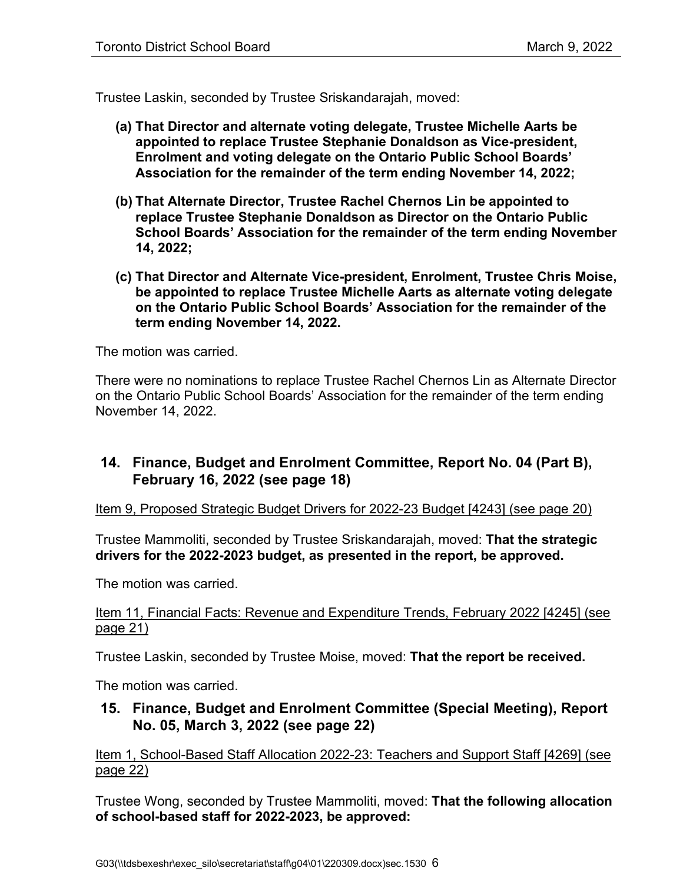Trustee Laskin, seconded by Trustee Sriskandarajah, moved:

**(a) That Director and alternate voting delegate, Trustee Michelle Aarts be appointed to replace Trustee Stephanie Donaldson as Vice-president, Enrolment and voting delegate on the Ontario Public School Boards' Association for the remainder of the term ending November 14, 2022;**

**(b) That Alternate Director, Trustee Rachel Chernos Lin be appointed to replace Trustee Stephanie Donaldson as Director on the Ontario Public School Boards' Association for the remainder of the term ending November 14, 2022;**

**(c) That Director and Alternate Vice-president, Enrolment, Trustee Chris Moise, be appointed to replace Trustee Michelle Aarts as alternate voting delegate on the Ontario Public School Boards' Association for the remainder of the term ending November 14, 2022.**

The motion was carried.

There were no nominations to replace Trustee Rachel Chernos Lin as Alternate Director on the Ontario Public School Boards' Association for the remainder of the term ending November 14, 2022.

## 14. Finance, Budget and Enrolment Committee, Report No. 04 (Part B), February 16, 2022 (see page 18)

Item 9, Proposed Strategic Budget Drivers for 2022-23 Budget [4243] (see page 20)

Trustee Mammoliti, seconded by Trustee Sriskandarajah, moved: **That the strategic drivers for the 2022-2023 budget, as presented in the report, be approved.**

The motion was carried.

Item 11, Financial Facts: Revenue and Expenditure Trends, February 2022 [4245] (see page 21)

Trustee Laskin, seconded by Trustee Moise, moved: **That the report be received.**

The motion was carried.

## 15. Finance, Budget and Enrolment Committee (Special Meeting), Report No. 05, March 3, 2022 (see page 22)

Item 1, School-Based Staff Allocation 2022-23: Teachers and Support Staff [4269] (see page 22)

Trustee Wong, seconded by Trustee Mammoliti, moved: **That the following allocation of school-based staff for 2022-2023, be approved:**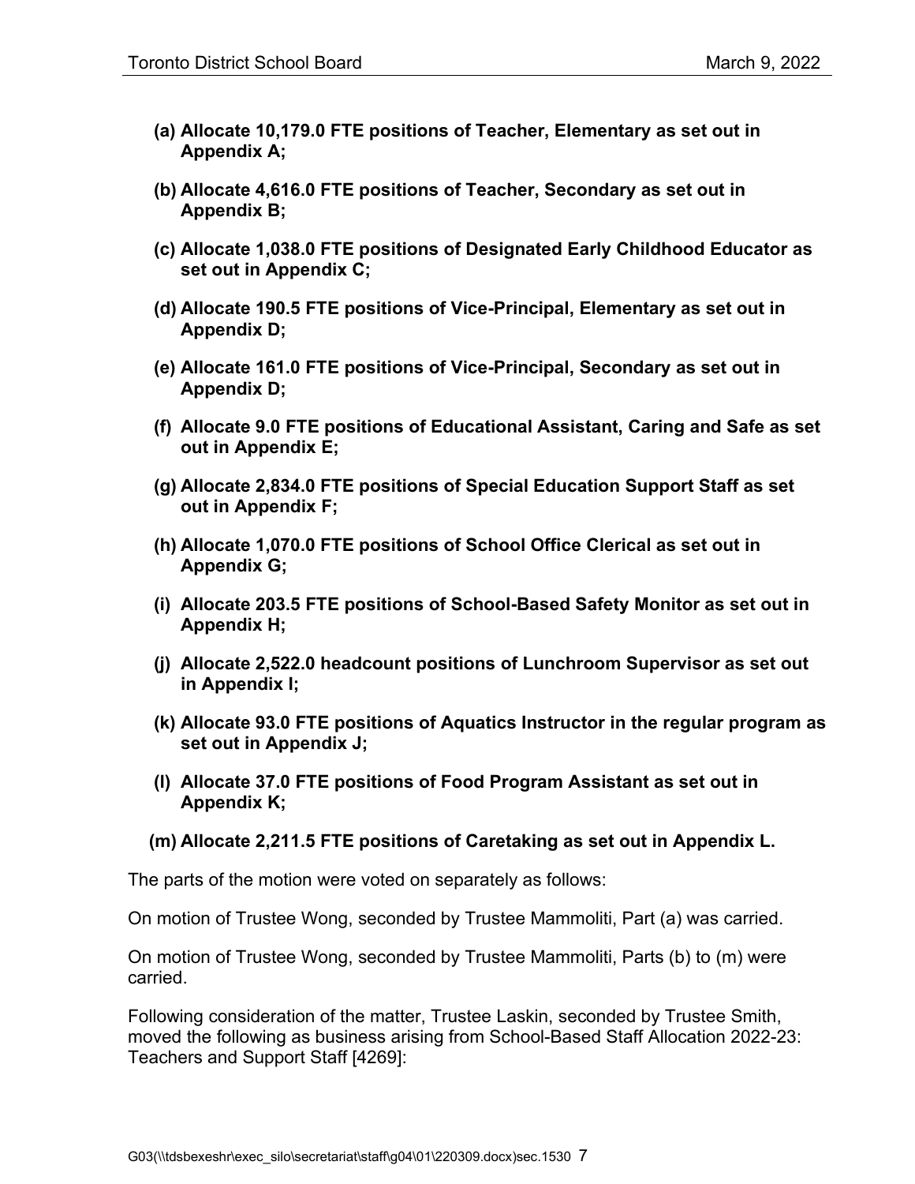**(a) Allocate 10,179.0 FTE positions of Teacher, Elementary as set out in Appendix A;**

**(b) Allocate 4,616.0 FTE positions of Teacher, Secondary as set out in Appendix B;**

**(c) Allocate 1,038.0 FTE positions of Designated Early Childhood Educator as set out in Appendix C;**

**(d) Allocate 190.5 FTE positions of Vice-Principal, Elementary as set out in Appendix D;**

**(e) Allocate 161.0 FTE positions of Vice-Principal, Secondary as set out in Appendix D;**

**(f) Allocate 9.0 FTE positions of Educational Assistant, Caring and Safe as set out in Appendix E;**

**(g) Allocate 2,834.0 FTE positions of Special Education Support Staff as set out in Appendix F;**

**(h) Allocate 1,070.0 FTE positions of School Office Clerical as set out in Appendix G;**

**(i) Allocate 203.5 FTE positions of School-Based Safety Monitor as set out in Appendix H;**

**(j) Allocate 2,522.0 headcount positions of Lunchroom Supervisor as set out in Appendix I;**

**(k) Allocate 93.0 FTE positions of Aquatics Instructor in the regular program as set out in Appendix J;**

**(l) Allocate 37.0 FTE positions of Food Program Assistant as set out in Appendix K;**

**(m) Allocate 2,211.5 FTE positions of Caretaking as set out in Appendix L.**

The parts of the motion were voted on separately as follows:

On motion of Trustee Wong, seconded by Trustee Mammoliti, Part (a) was carried.

On motion of Trustee Wong, seconded by Trustee Mammoliti, Parts (b) to (m) were carried.

Following consideration of the matter, Trustee Laskin, seconded by Trustee Smith, moved the following as business arising from School-Based Staff Allocation 2022-23: Teachers and Support Staff [4269]: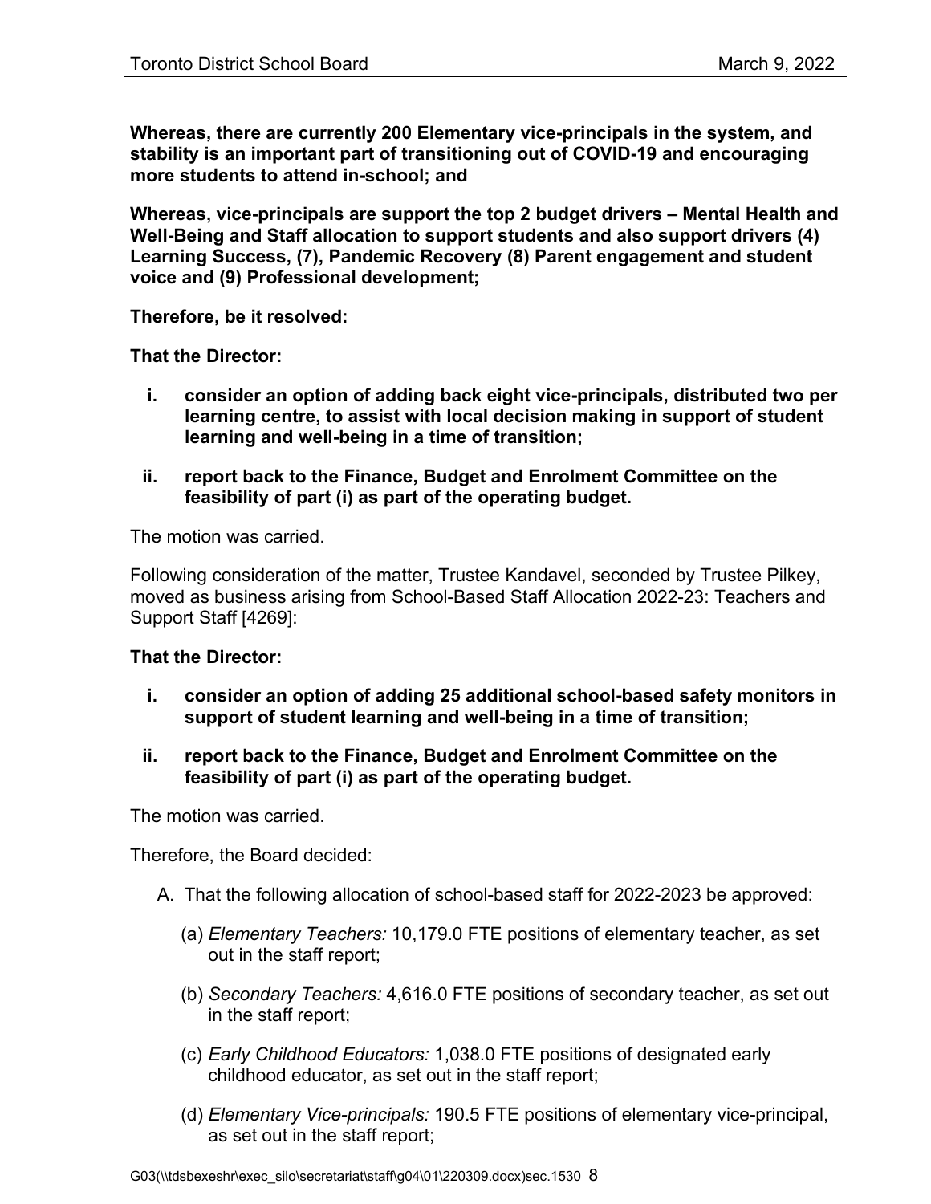**Whereas, there are currently 200 Elementary vice-principals in the system, and stability is an important part of transitioning out of COVID-19 and encouraging more students to attend in-school; and**

**Whereas, vice-principals are support the top 2 budget drivers – Mental Health and Well-Being and Staff allocation to support students and also support drivers (4) Learning Success, (7), Pandemic Recovery (8) Parent engagement and student voice and (9) Professional development;**

**Therefore, be it resolved:**

**That the Director:**

- **i. consider an option of adding back eight vice-principals, distributed two per learning centre, to assist with local decision making in support of student learning and well-being in a time of transition;**
- **ii. report back to the Finance, Budget and Enrolment Committee on the feasibility of part (i) as part of the operating budget.**

The motion was carried.

Following consideration of the matter, Trustee Kandavel, seconded by Trustee Pilkey, moved as business arising from School-Based Staff Allocation 2022-23: Teachers and Support Staff [4269]:

**That the Director:**

- **i. consider an option of adding 25 additional school-based safety monitors in support of student learning and well-being in a time of transition;**
- **ii. report back to the Finance, Budget and Enrolment Committee on the feasibility of part (i) as part of the operating budget.**

The motion was carried.

Therefore, the Board decided:

A. That the following allocation of school-based staff for 2022-2023 be approved:

   (a) *Elementary Teachers:* 10,179.0 FTE positions of elementary teacher, as set out in the staff report;

   (b) *Secondary Teachers:* 4,616.0 FTE positions of secondary teacher, as set out in the staff report;

   (c) *Early Childhood Educators:* 1,038.0 FTE positions of designated early childhood educator, as set out in the staff report;

   (d) *Elementary Vice-principals:* 190.5 FTE positions of elementary vice-principal, as set out in the staff report;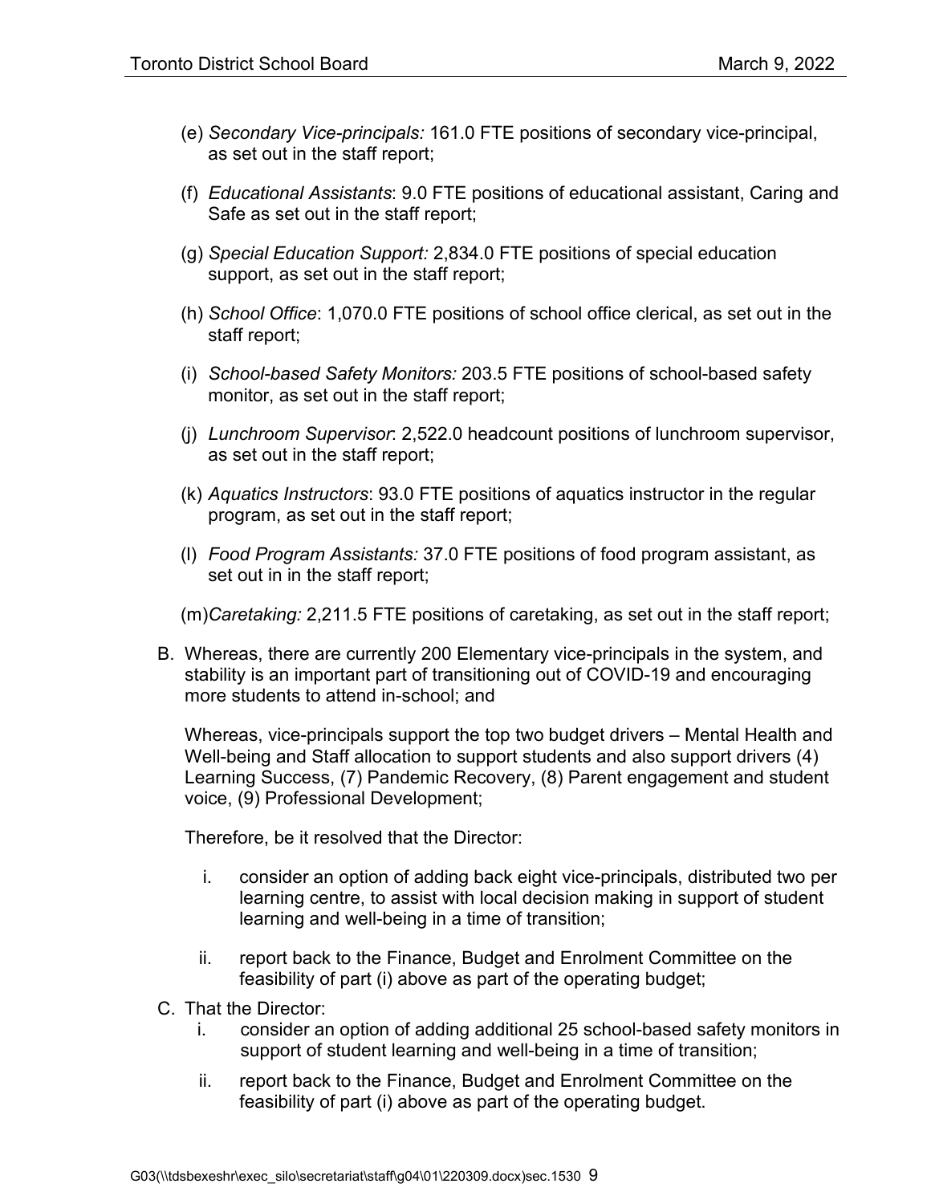(e) *Secondary Vice-principals:* 161.0 FTE positions of secondary vice-principal, as set out in the staff report;

(f) *Educational Assistants*: 9.0 FTE positions of educational assistant, Caring and Safe as set out in the staff report;

(g) *Special Education Support:* 2,834.0 FTE positions of special education support, as set out in the staff report;

(h) *School Office*: 1,070.0 FTE positions of school office clerical, as set out in the staff report;

(i) *School-based Safety Monitors:* 203.5 FTE positions of school-based safety monitor, as set out in the staff report;

(j) *Lunchroom Supervisor*: 2,522.0 headcount positions of lunchroom supervisor, as set out in the staff report;

(k) *Aquatics Instructors*: 93.0 FTE positions of aquatics instructor in the regular program, as set out in the staff report;

(l) *Food Program Assistants:* 37.0 FTE positions of food program assistant, as set out in in the staff report;

(m) *Caretaking:* 2,211.5 FTE positions of caretaking, as set out in the staff report;

B. Whereas, there are currently 200 Elementary vice-principals in the system, and stability is an important part of transitioning out of COVID-19 and encouraging more students to attend in-school; and

   Whereas, vice-principals support the top two budget drivers – Mental Health and Well-being and Staff allocation to support students and also support drivers (4) Learning Success, (7) Pandemic Recovery, (8) Parent engagement and student voice, (9) Professional Development;

   Therefore, be it resolved that the Director:

   i. consider an option of adding back eight vice-principals, distributed two per learning centre, to assist with local decision making in support of student learning and well-being in a time of transition;

   ii. report back to the Finance, Budget and Enrolment Committee on the feasibility of part (i) above as part of the operating budget;

C. That the Director:

   i. consider an option of adding additional 25 school-based safety monitors in support of student learning and well-being in a time of transition;

   ii. report back to the Finance, Budget and Enrolment Committee on the feasibility of part (i) above as part of the operating budget.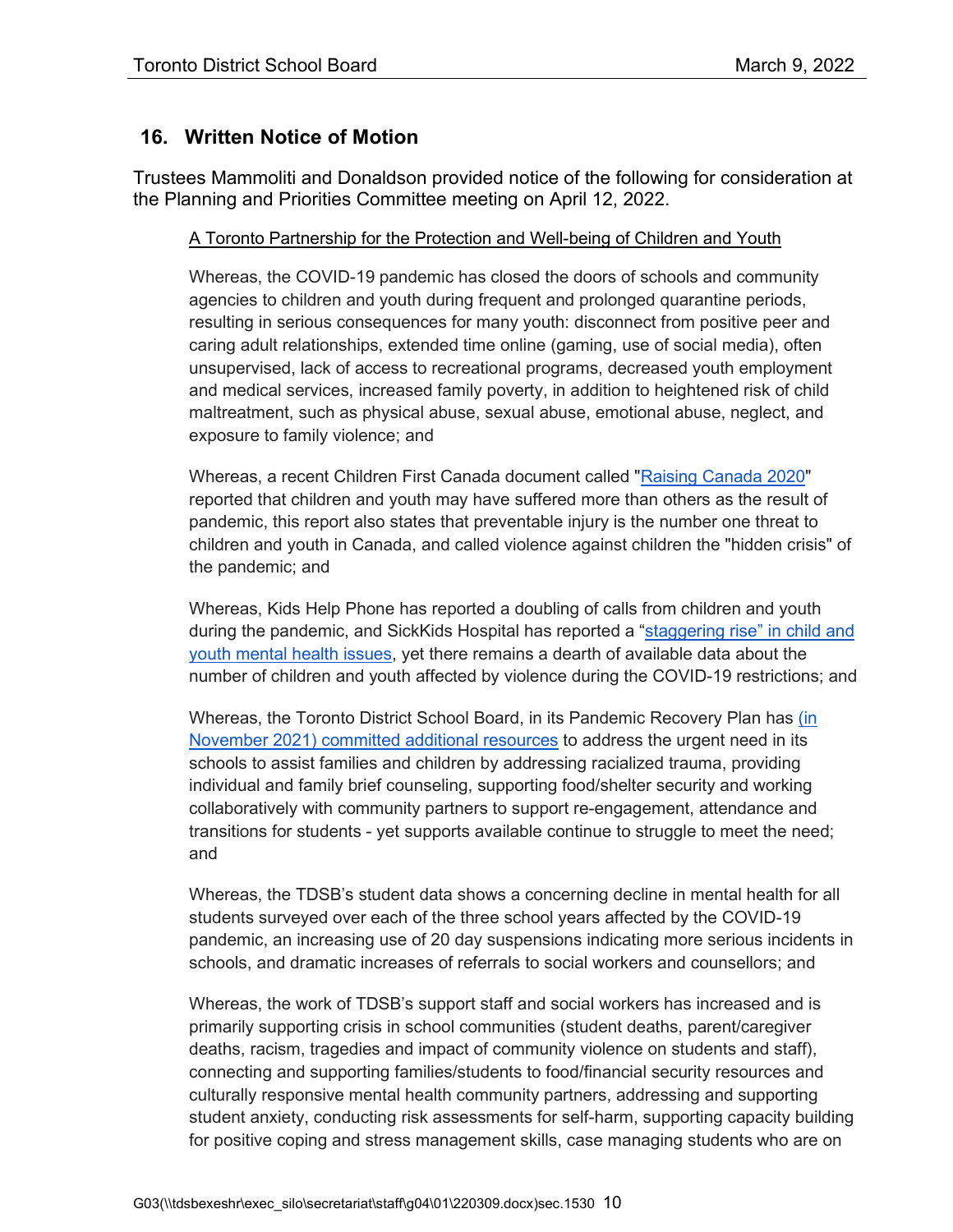## 16. Written Notice of Motion

Trustees Mammoliti and Donaldson provided notice of the following for consideration at the Planning and Priorities Committee meeting on April 12, 2022.

A Toronto Partnership for the Protection and Well-being of Children and Youth

Whereas, the COVID-19 pandemic has closed the doors of schools and community agencies to children and youth during frequent and prolonged quarantine periods, resulting in serious consequences for many youth: disconnect from positive peer and caring adult relationships, extended time online (gaming, use of social media), often unsupervised, lack of access to recreational programs, decreased youth employment and medical services, increased family poverty, in addition to heightened risk of child maltreatment, such as physical abuse, sexual abuse, emotional abuse, neglect, and exposure to family violence; and

Whereas, a recent Children First Canada document called "Raising Canada 2020" reported that children and youth may have suffered more than others as the result of pandemic, this report also states that preventable injury is the number one threat to children and youth in Canada, and called violence against children the "hidden crisis" of the pandemic; and

Whereas, Kids Help Phone has reported a doubling of calls from children and youth during the pandemic, and SickKids Hospital has reported a "staggering rise" in child and youth mental health issues, yet there remains a dearth of available data about the number of children and youth affected by violence during the COVID-19 restrictions; and

Whereas, the Toronto District School Board, in its Pandemic Recovery Plan has (in November 2021) committed additional resources to address the urgent need in its schools to assist families and children by addressing racialized trauma, providing individual and family brief counseling, supporting food/shelter security and working collaboratively with community partners to support re-engagement, attendance and transitions for students - yet supports available continue to struggle to meet the need; and

Whereas, the TDSB's student data shows a concerning decline in mental health for all students surveyed over each of the three school years affected by the COVID-19 pandemic, an increasing use of 20 day suspensions indicating more serious incidents in schools, and dramatic increases of referrals to social workers and counsellors; and

Whereas, the work of TDSB's support staff and social workers has increased and is primarily supporting crisis in school communities (student deaths, parent/caregiver deaths, racism, tragedies and impact of community violence on students and staff), connecting and supporting families/students to food/financial security resources and culturally responsive mental health community partners, addressing and supporting student anxiety, conducting risk assessments for self-harm, supporting capacity building for positive coping and stress management skills, case managing students who are on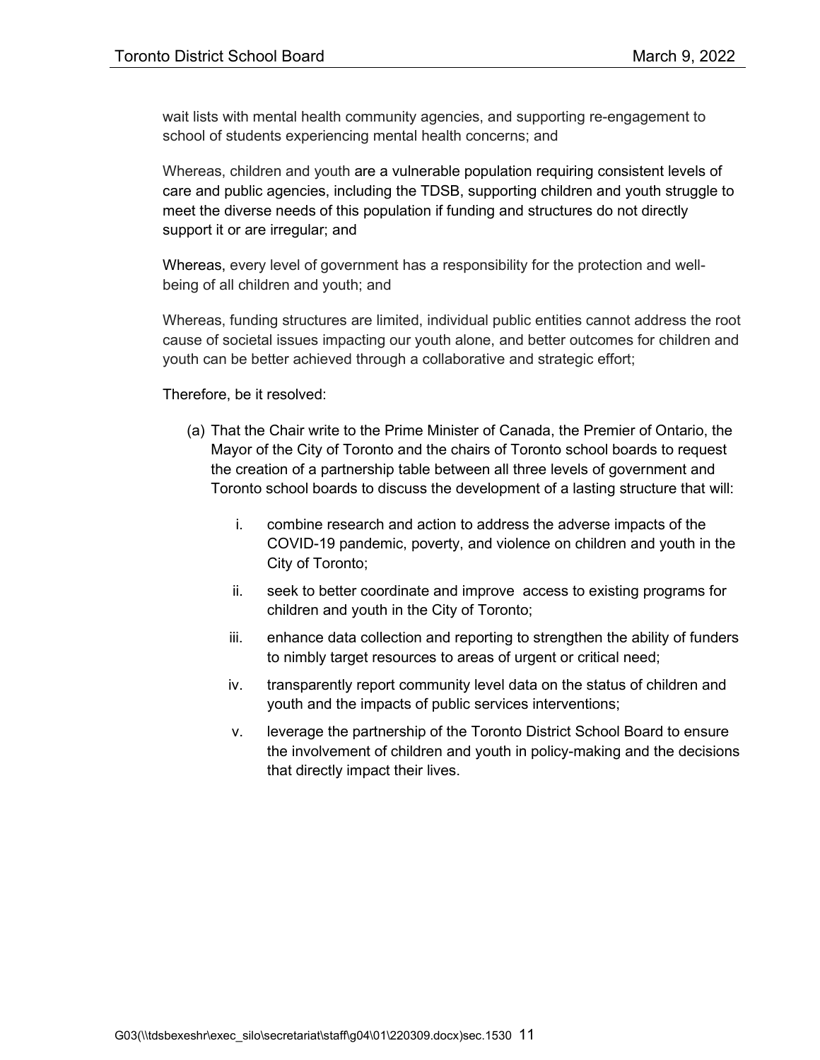wait lists with mental health community agencies, and supporting re-engagement to school of students experiencing mental health concerns; and

Whereas, children and youth are a vulnerable population requiring consistent levels of care and public agencies, including the TDSB, supporting children and youth struggle to meet the diverse needs of this population if funding and structures do not directly support it or are irregular; and

Whereas, every level of government has a responsibility for the protection and well-being of all children and youth; and

Whereas, funding structures are limited, individual public entities cannot address the root cause of societal issues impacting our youth alone, and better outcomes for children and youth can be better achieved through a collaborative and strategic effort;

Therefore, be it resolved:

(a) That the Chair write to the Prime Minister of Canada, the Premier of Ontario, the Mayor of the City of Toronto and the chairs of Toronto school boards to request the creation of a partnership table between all three levels of government and Toronto school boards to discuss the development of a lasting structure that will:

   i. combine research and action to address the adverse impacts of the COVID-19 pandemic, poverty, and violence on children and youth in the City of Toronto;

   ii. seek to better coordinate and improve access to existing programs for children and youth in the City of Toronto;

   iii. enhance data collection and reporting to strengthen the ability of funders to nimbly target resources to areas of urgent or critical need;

   iv. transparently report community level data on the status of children and youth and the impacts of public services interventions;

   v. leverage the partnership of the Toronto District School Board to ensure the involvement of children and youth in policy-making and the decisions that directly impact their lives.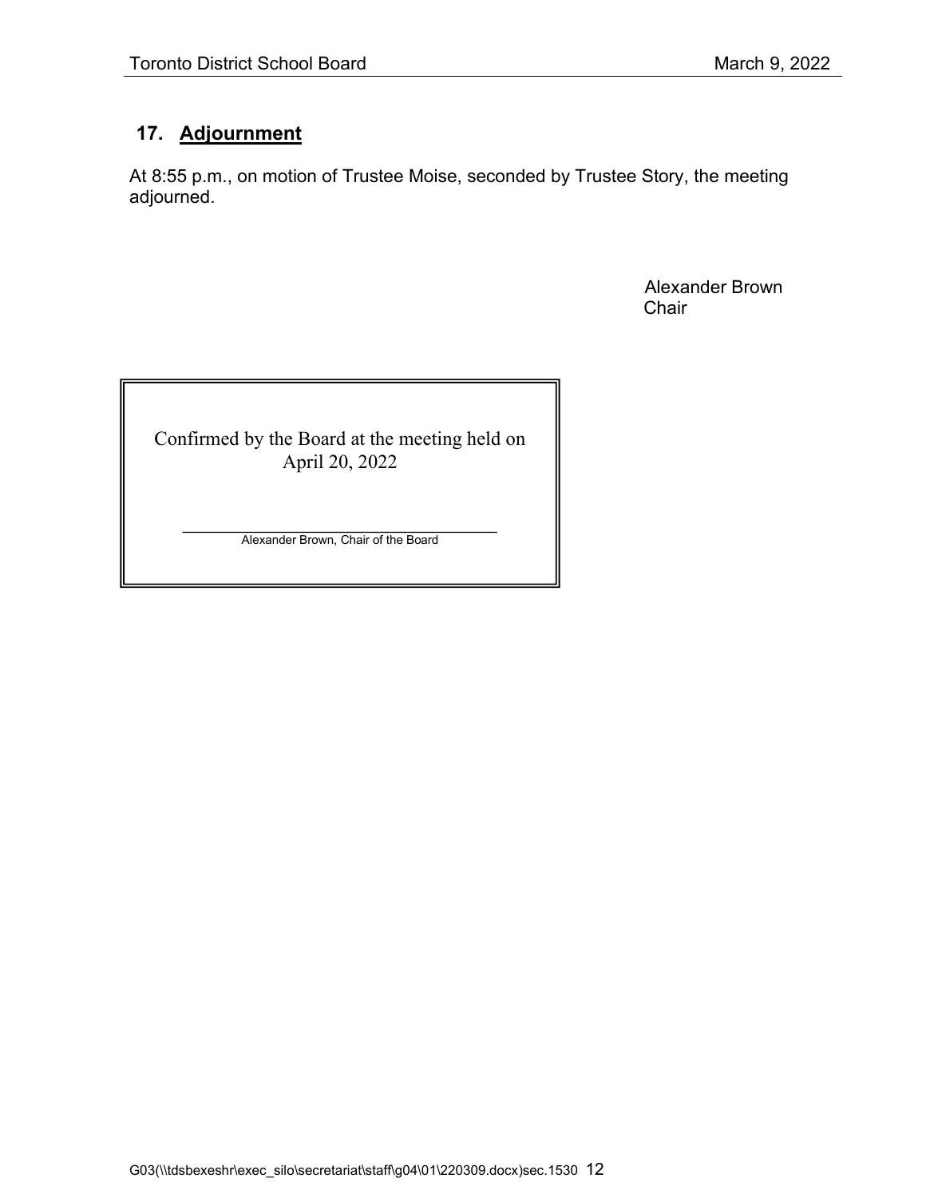## 17. Adjournment

At 8:55 p.m., on motion of Trustee Moise, seconded by Trustee Story, the meeting adjourned.

Alexander Brown
Chair

Confirmed by the Board at the meeting held on
April 20, 2022

\_\_\_\_\_\_\_\_\_\_\_\_\_\_\_\_\_\_\_\_\_\_\_\_\_\_\_\_\_\_\_\_\_\_\_\_
Alexander Brown, Chair of the Board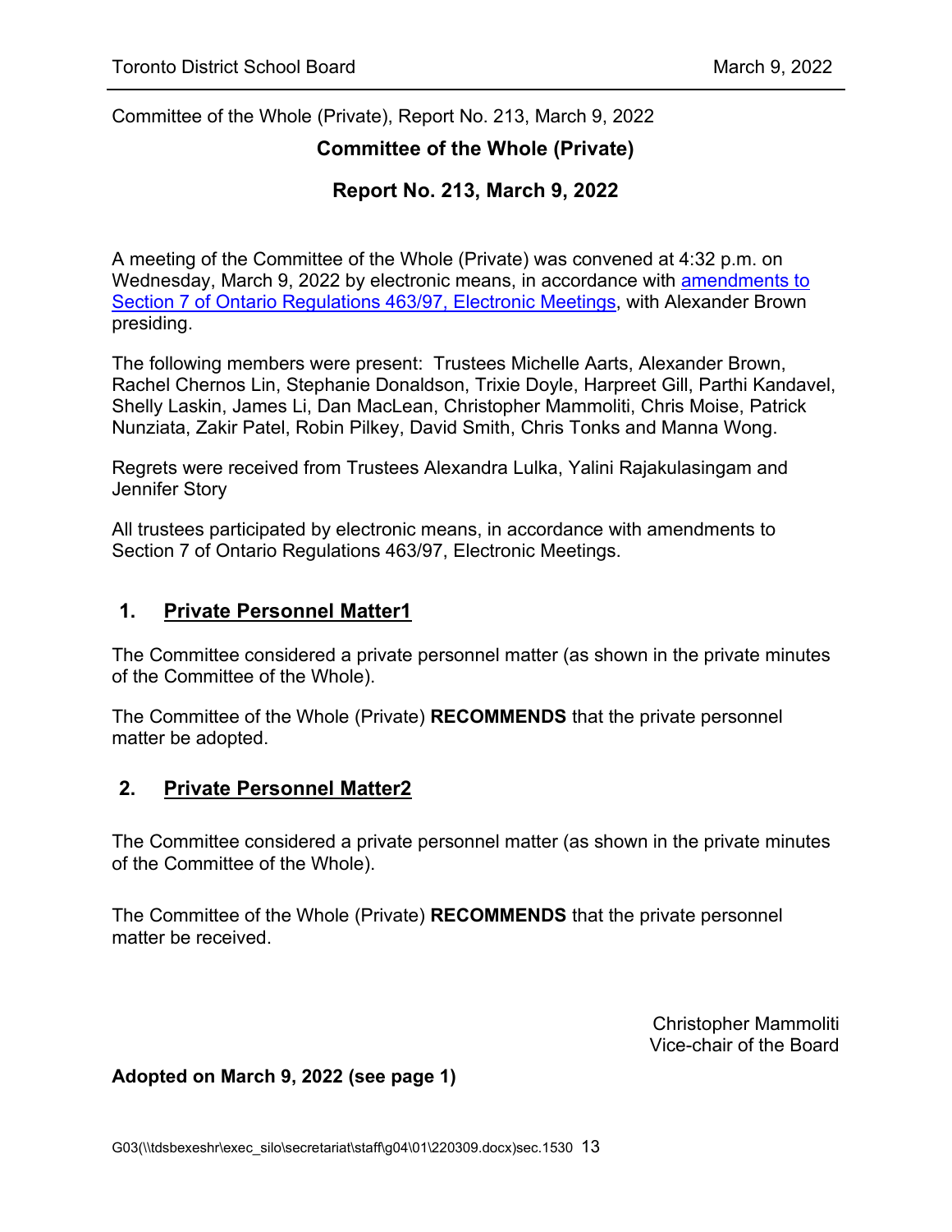Committee of the Whole (Private), Report No. 213, March 9, 2022

## Committee of the Whole (Private)

## Report No. 213, March 9, 2022

A meeting of the Committee of the Whole (Private) was convened at 4:32 p.m. on Wednesday, March 9, 2022 by electronic means, in accordance with [amendments to Section 7 of Ontario Regulations 463/97, Electronic Meetings](), with Alexander Brown presiding.

The following members were present: Trustees Michelle Aarts, Alexander Brown, Rachel Chernos Lin, Stephanie Donaldson, Trixie Doyle, Harpreet Gill, Parthi Kandavel, Shelly Laskin, James Li, Dan MacLean, Christopher Mammoliti, Chris Moise, Patrick Nunziata, Zakir Patel, Robin Pilkey, David Smith, Chris Tonks and Manna Wong.

Regrets were received from Trustees Alexandra Lulka, Yalini Rajakulasingam and Jennifer Story

All trustees participated by electronic means, in accordance with amendments to Section 7 of Ontario Regulations 463/97, Electronic Meetings.

### 1. Private Personnel Matter1

The Committee considered a private personnel matter (as shown in the private minutes of the Committee of the Whole).

The Committee of the Whole (Private) **RECOMMENDS** that the private personnel matter be adopted.

### 2. Private Personnel Matter2

The Committee considered a private personnel matter (as shown in the private minutes of the Committee of the Whole).

The Committee of the Whole (Private) **RECOMMENDS** that the private personnel matter be received.

Christopher Mammoliti
Vice-chair of the Board

**Adopted on March 9, 2022 (see page 1)**

G03(\\tdsbexeshr\exec_silo\secretariat\staff\g04\01\220309.docx)sec.1530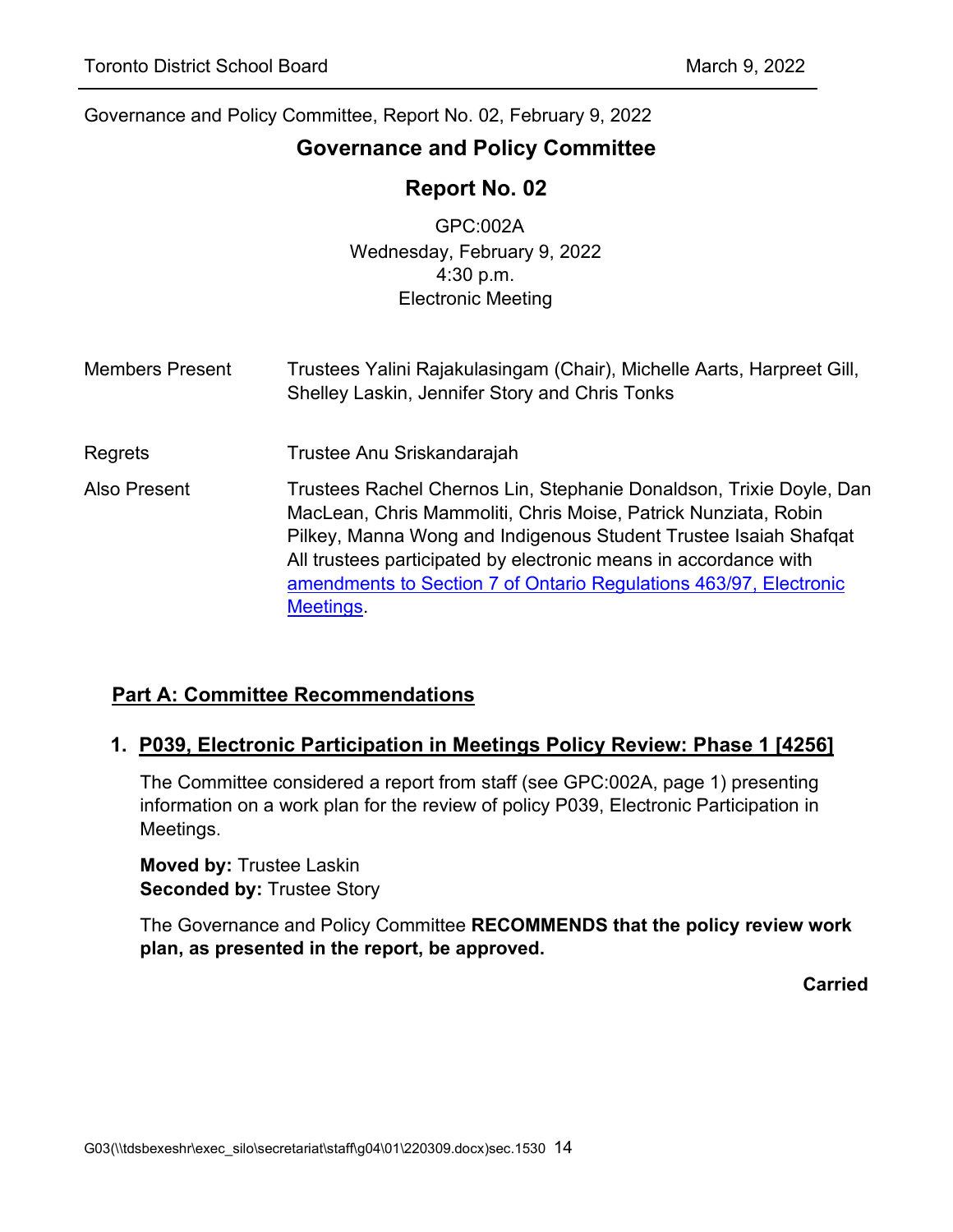Governance and Policy Committee, Report No. 02, February 9, 2022

# Governance and Policy Committee

## Report No. 02

GPC:002A
Wednesday, February 9, 2022
4:30 p.m.
Electronic Meeting

| | |
|---|---|
| Members Present | Trustees Yalini Rajakulasingam (Chair), Michelle Aarts, Harpreet Gill, Shelley Laskin, Jennifer Story and Chris Tonks |
| Regrets | Trustee Anu Sriskandarajah |
| Also Present | Trustees Rachel Chernos Lin, Stephanie Donaldson, Trixie Doyle, Dan MacLean, Chris Mammoliti, Chris Moise, Patrick Nunziata, Robin Pilkey, Manna Wong and Indigenous Student Trustee Isaiah Shafqat. All trustees participated by electronic means in accordance with [amendments to Section 7 of Ontario Regulations 463/97, Electronic Meetings](). |

## Part A: Committee Recommendations

### 1. P039, Electronic Participation in Meetings Policy Review: Phase 1 [4256]

The Committee considered a report from staff (see GPC:002A, page 1) presenting information on a work plan for the review of policy P039, Electronic Participation in Meetings.

**Moved by:** Trustee Laskin
**Seconded by:** Trustee Story

The Governance and Policy Committee **RECOMMENDS that the policy review work plan, as presented in the report, be approved.**

**Carried**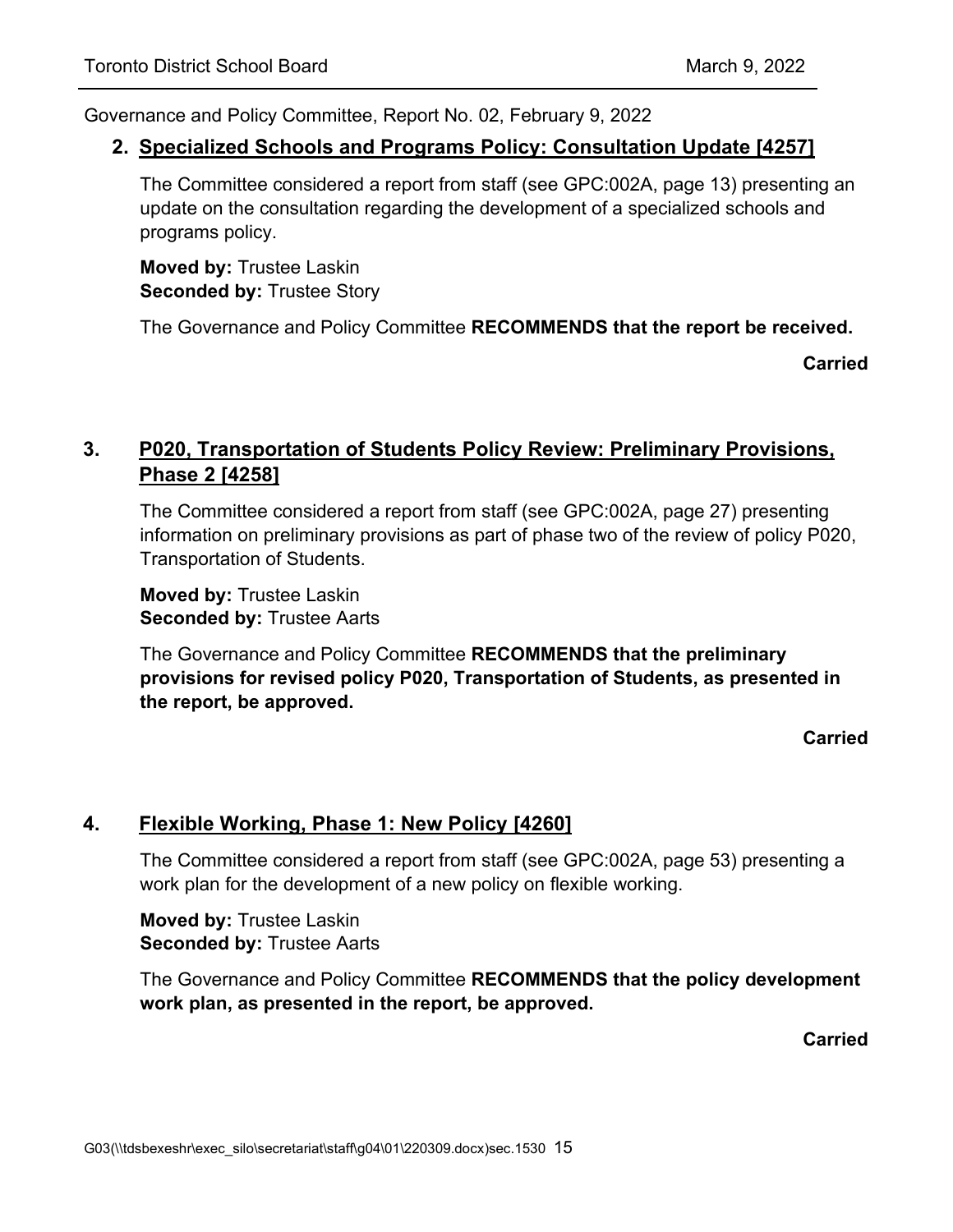Governance and Policy Committee, Report No. 02, February 9, 2022

## 2. Specialized Schools and Programs Policy: Consultation Update [4257]

The Committee considered a report from staff (see GPC:002A, page 13) presenting an update on the consultation regarding the development of a specialized schools and programs policy.

**Moved by:** Trustee Laskin
**Seconded by:** Trustee Story

The Governance and Policy Committee **RECOMMENDS that the report be received.**

**Carried**

## 3. P020, Transportation of Students Policy Review: Preliminary Provisions, Phase 2 [4258]

The Committee considered a report from staff (see GPC:002A, page 27) presenting information on preliminary provisions as part of phase two of the review of policy P020, Transportation of Students.

**Moved by:** Trustee Laskin
**Seconded by:** Trustee Aarts

The Governance and Policy Committee **RECOMMENDS that the preliminary provisions for revised policy P020, Transportation of Students, as presented in the report, be approved.**

**Carried**

## 4. Flexible Working, Phase 1: New Policy [4260]

The Committee considered a report from staff (see GPC:002A, page 53) presenting a work plan for the development of a new policy on flexible working.

**Moved by:** Trustee Laskin
**Seconded by:** Trustee Aarts

The Governance and Policy Committee **RECOMMENDS that the policy development work plan, as presented in the report, be approved.**

**Carried**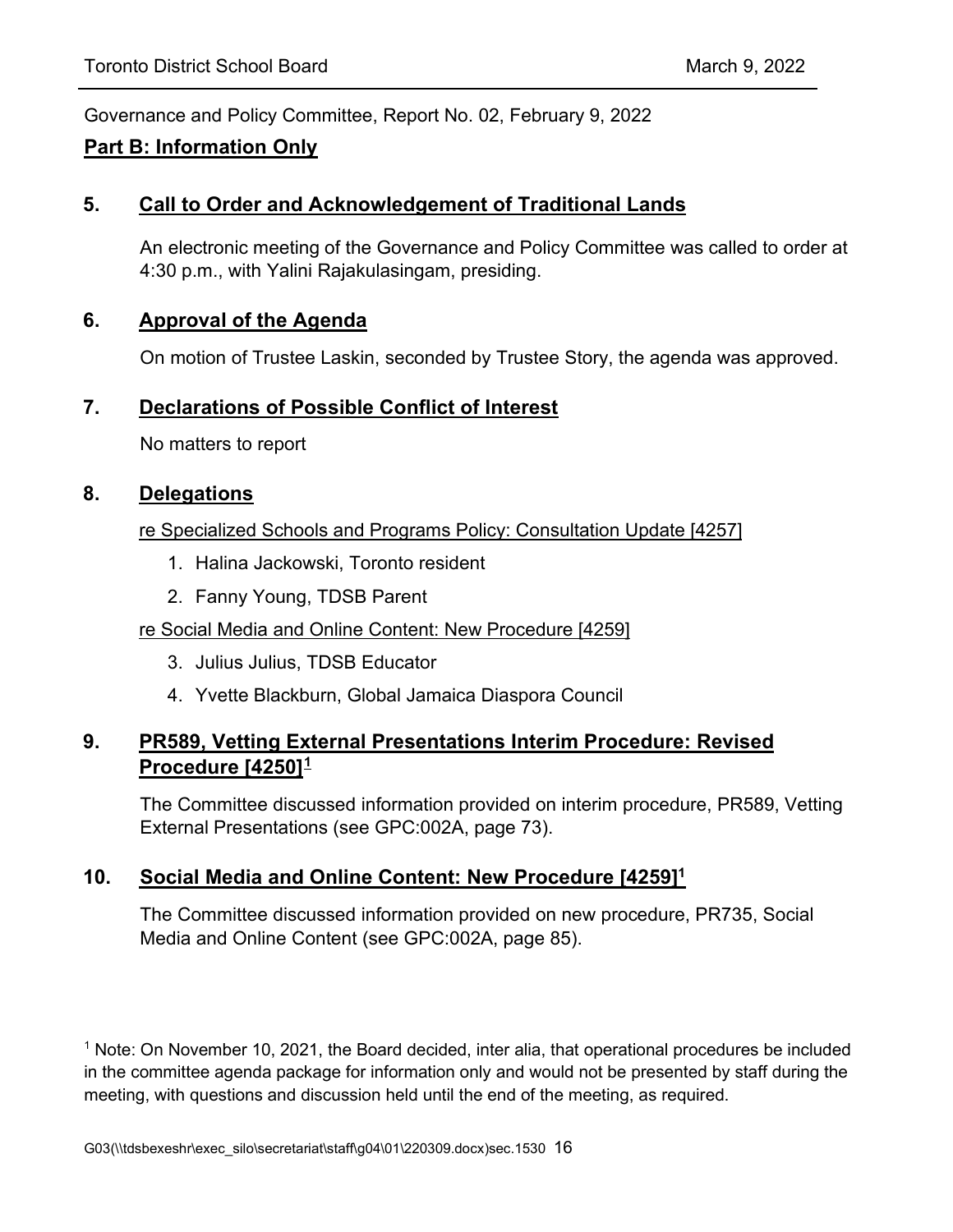Governance and Policy Committee, Report No. 02, February 9, 2022

**Part B: Information Only**

## 5. Call to Order and Acknowledgement of Traditional Lands

An electronic meeting of the Governance and Policy Committee was called to order at 4:30 p.m., with Yalini Rajakulasingam, presiding.

## 6. Approval of the Agenda

On motion of Trustee Laskin, seconded by Trustee Story, the agenda was approved.

## 7. Declarations of Possible Conflict of Interest

No matters to report

## 8. Delegations

re Specialized Schools and Programs Policy: Consultation Update [4257]

1. Halina Jackowski, Toronto resident
2. Fanny Young, TDSB Parent

re Social Media and Online Content: New Procedure [4259]

3. Julius Julius, TDSB Educator
4. Yvette Blackburn, Global Jamaica Diaspora Council

## 9. PR589, Vetting External Presentations Interim Procedure: Revised Procedure [4250][1]

The Committee discussed information provided on interim procedure, PR589, Vetting External Presentations (see GPC:002A, page 73).

## 10. Social Media and Online Content: New Procedure [4259][1]

The Committee discussed information provided on new procedure, PR735, Social Media and Online Content (see GPC:002A, page 85).

[1] Note: On November 10, 2021, the Board decided, inter alia, that operational procedures be included in the committee agenda package for information only and would not be presented by staff during the meeting, with questions and discussion held until the end of the meeting, as required.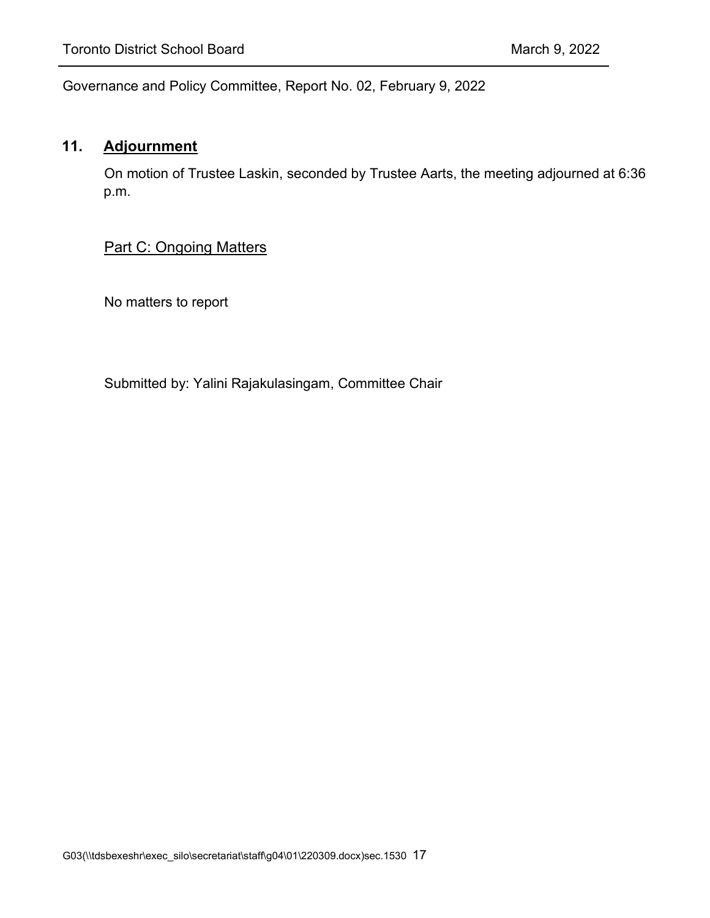Governance and Policy Committee, Report No. 02, February 9, 2022

## 11. Adjournment

On motion of Trustee Laskin, seconded by Trustee Aarts, the meeting adjourned at 6:36 p.m.

## Part C: Ongoing Matters

No matters to report

Submitted by: Yalini Rajakulasingam, Committee Chair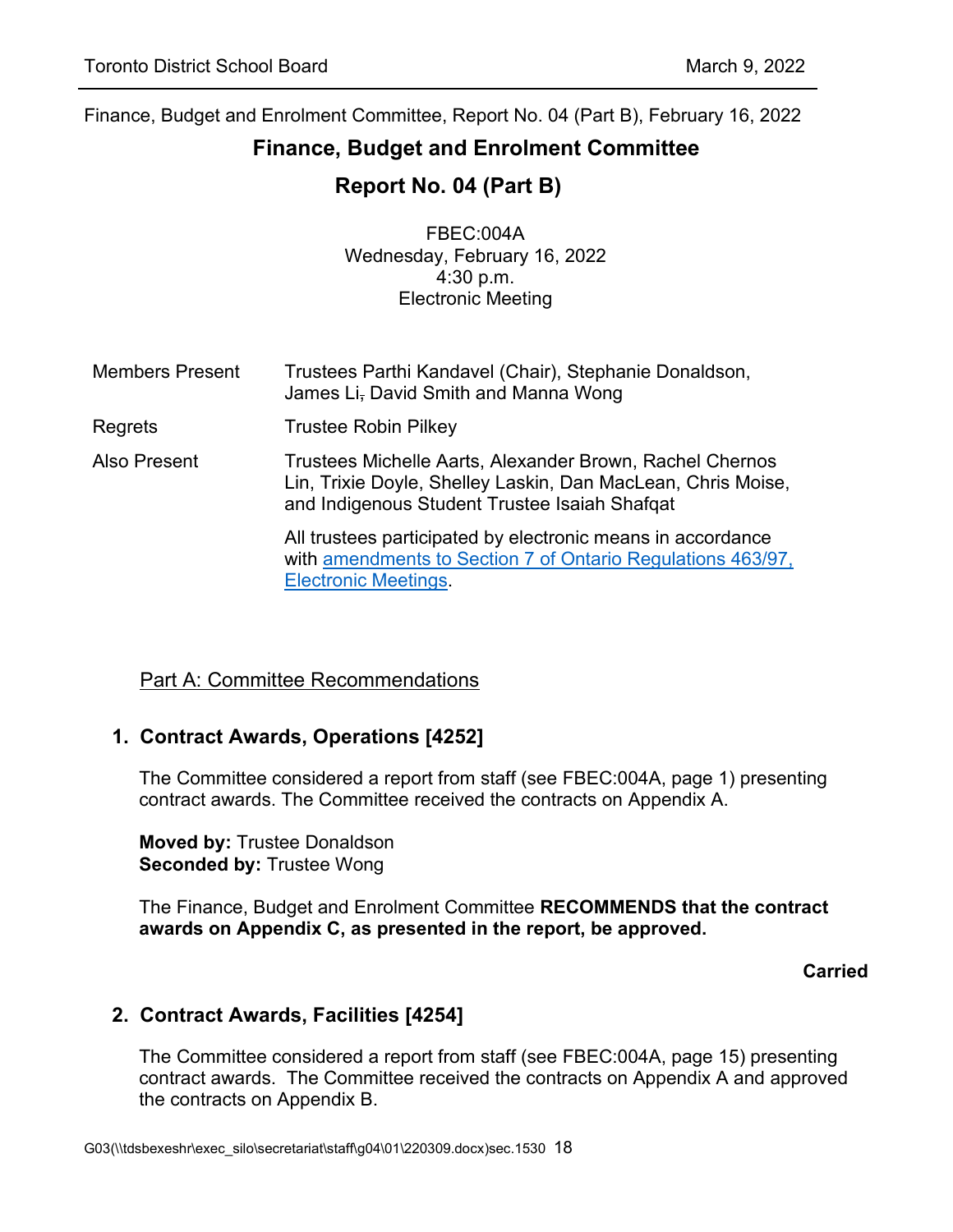Finance, Budget and Enrolment Committee, Report No. 04 (Part B), February 16, 2022

# Finance, Budget and Enrolment Committee

## Report No. 04 (Part B)

FBEC:004A
Wednesday, February 16, 2022
4:30 p.m.
Electronic Meeting

| | |
|---|---|
| Members Present | Trustees Parthi Kandavel (Chair), Stephanie Donaldson, James Li, David Smith and Manna Wong |
| Regrets | Trustee Robin Pilkey |
| Also Present | Trustees Michelle Aarts, Alexander Brown, Rachel Chernos Lin, Trixie Doyle, Shelley Laskin, Dan MacLean, Chris Moise, and Indigenous Student Trustee Isaiah Shafqat |
| | All trustees participated by electronic means in accordance with amendments to Section 7 of Ontario Regulations 463/97, Electronic Meetings. |

### Part A: Committee Recommendations

#### 1. Contract Awards, Operations [4252]

The Committee considered a report from staff (see FBEC:004A, page 1) presenting contract awards. The Committee received the contracts on Appendix A.

**Moved by:** Trustee Donaldson
**Seconded by:** Trustee Wong

The Finance, Budget and Enrolment Committee **RECOMMENDS that the contract awards on Appendix C, as presented in the report, be approved.**

**Carried**

#### 2. Contract Awards, Facilities [4254]

The Committee considered a report from staff (see FBEC:004A, page 15) presenting contract awards. The Committee received the contracts on Appendix A and approved the contracts on Appendix B.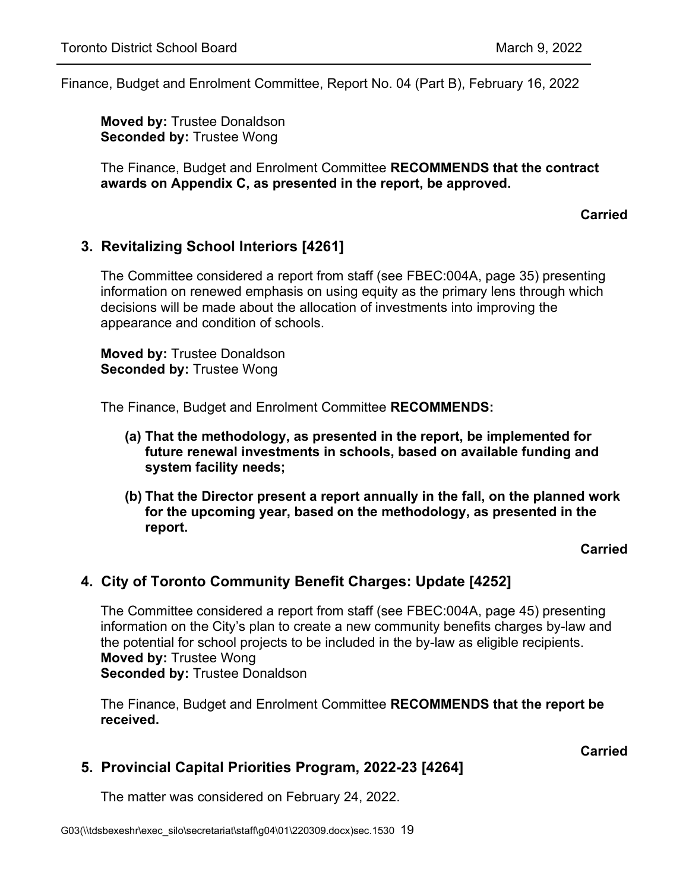Finance, Budget and Enrolment Committee, Report No. 04 (Part B), February 16, 2022

**Moved by:** Trustee Donaldson
**Seconded by:** Trustee Wong

The Finance, Budget and Enrolment Committee **RECOMMENDS that the contract awards on Appendix C, as presented in the report, be approved.**

**Carried**

## 3. Revitalizing School Interiors [4261]

The Committee considered a report from staff (see FBEC:004A, page 35) presenting information on renewed emphasis on using equity as the primary lens through which decisions will be made about the allocation of investments into improving the appearance and condition of schools.

**Moved by:** Trustee Donaldson
**Seconded by:** Trustee Wong

The Finance, Budget and Enrolment Committee **RECOMMENDS:**

**(a) That the methodology, as presented in the report, be implemented for future renewal investments in schools, based on available funding and system facility needs;**

**(b) That the Director present a report annually in the fall, on the planned work for the upcoming year, based on the methodology, as presented in the report.**

**Carried**

## 4. City of Toronto Community Benefit Charges: Update [4252]

The Committee considered a report from staff (see FBEC:004A, page 45) presenting information on the City's plan to create a new community benefits charges by-law and the potential for school projects to be included in the by-law as eligible recipients.
**Moved by:** Trustee Wong
**Seconded by:** Trustee Donaldson

The Finance, Budget and Enrolment Committee **RECOMMENDS that the report be received.**

**Carried**

## 5. Provincial Capital Priorities Program, 2022-23 [4264]

The matter was considered on February 24, 2022.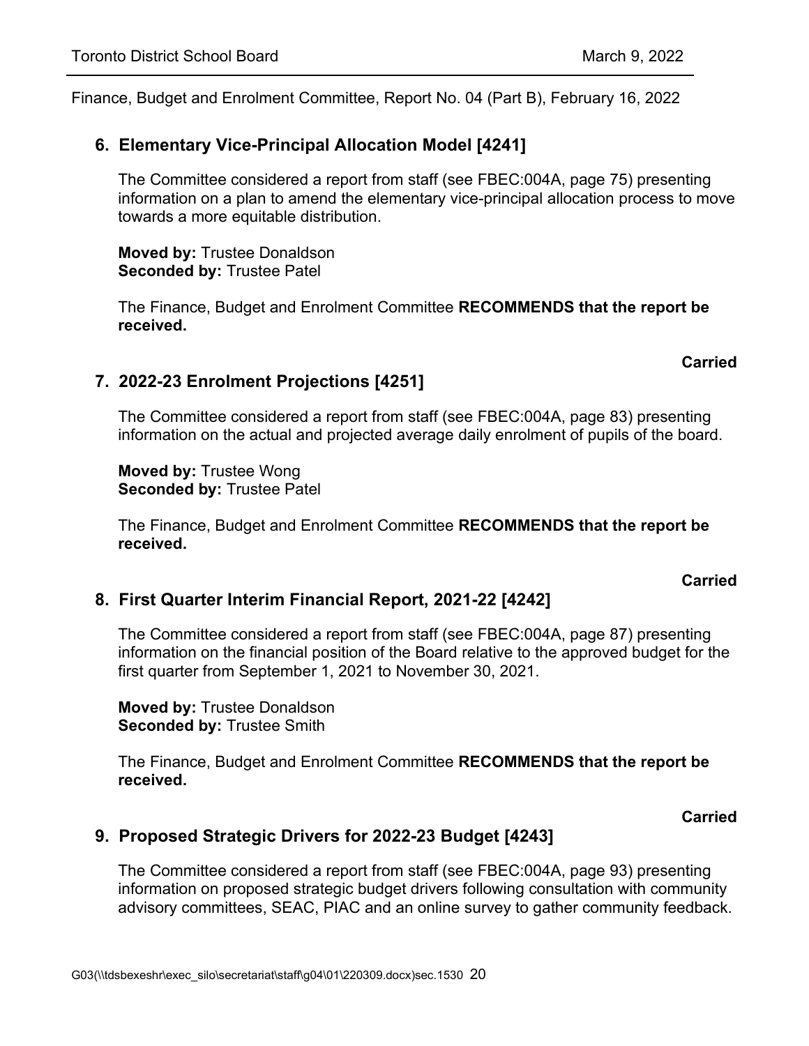Finance, Budget and Enrolment Committee, Report No. 04 (Part B), February 16, 2022

## 6. Elementary Vice-Principal Allocation Model [4241]

The Committee considered a report from staff (see FBEC:004A, page 75) presenting information on a plan to amend the elementary vice-principal allocation process to move towards a more equitable distribution.

**Moved by:** Trustee Donaldson
**Seconded by:** Trustee Patel

The Finance, Budget and Enrolment Committee **RECOMMENDS that the report be received.**

**Carried**

## 7. 2022-23 Enrolment Projections [4251]

The Committee considered a report from staff (see FBEC:004A, page 83) presenting information on the actual and projected average daily enrolment of pupils of the board.

**Moved by:** Trustee Wong
**Seconded by:** Trustee Patel

The Finance, Budget and Enrolment Committee **RECOMMENDS that the report be received.**

**Carried**

## 8. First Quarter Interim Financial Report, 2021-22 [4242]

The Committee considered a report from staff (see FBEC:004A, page 87) presenting information on the financial position of the Board relative to the approved budget for the first quarter from September 1, 2021 to November 30, 2021.

**Moved by:** Trustee Donaldson
**Seconded by:** Trustee Smith

The Finance, Budget and Enrolment Committee **RECOMMENDS that the report be received.**

**Carried**

## 9. Proposed Strategic Drivers for 2022-23 Budget [4243]

The Committee considered a report from staff (see FBEC:004A, page 93) presenting information on proposed strategic budget drivers following consultation with community advisory committees, SEAC, PIAC and an online survey to gather community feedback.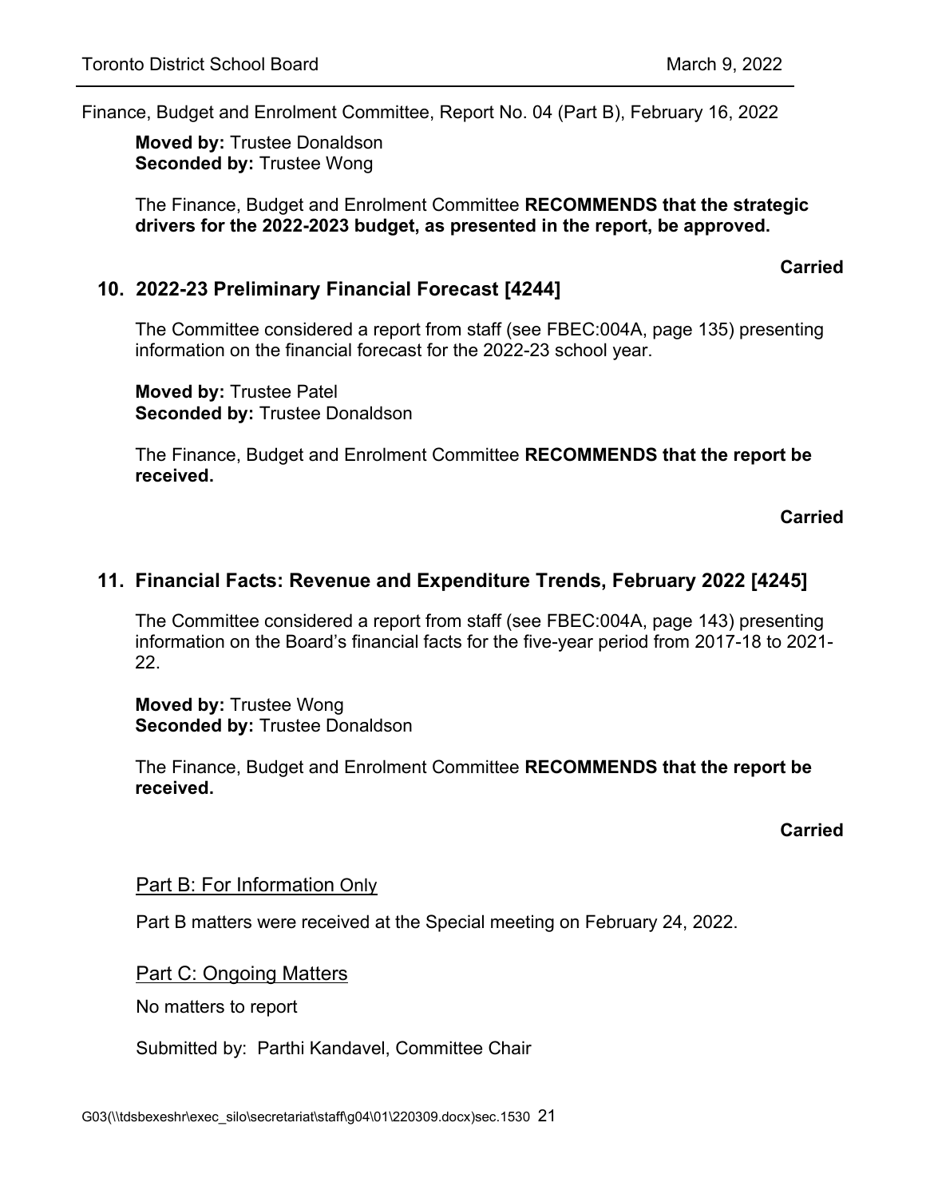Finance, Budget and Enrolment Committee, Report No. 04 (Part B), February 16, 2022

**Moved by:** Trustee Donaldson
**Seconded by:** Trustee Wong

The Finance, Budget and Enrolment Committee **RECOMMENDS that the strategic drivers for the 2022-2023 budget, as presented in the report, be approved.**

**Carried**

### 10. 2022-23 Preliminary Financial Forecast [4244]

The Committee considered a report from staff (see FBEC:004A, page 135) presenting information on the financial forecast for the 2022-23 school year.

**Moved by:** Trustee Patel
**Seconded by:** Trustee Donaldson

The Finance, Budget and Enrolment Committee **RECOMMENDS that the report be received.**

**Carried**

### 11. Financial Facts: Revenue and Expenditure Trends, February 2022 [4245]

The Committee considered a report from staff (see FBEC:004A, page 143) presenting information on the Board's financial facts for the five-year period from 2017-18 to 2021-22.

**Moved by:** Trustee Wong
**Seconded by:** Trustee Donaldson

The Finance, Budget and Enrolment Committee **RECOMMENDS that the report be received.**

**Carried**

Part B: For Information Only

Part B matters were received at the Special meeting on February 24, 2022.

Part C: Ongoing Matters

No matters to report

Submitted by: Parthi Kandavel, Committee Chair

G03(\\tdsbexeshr\exec_silo\secretariat\staff\g04\01\220309.docx)sec.1530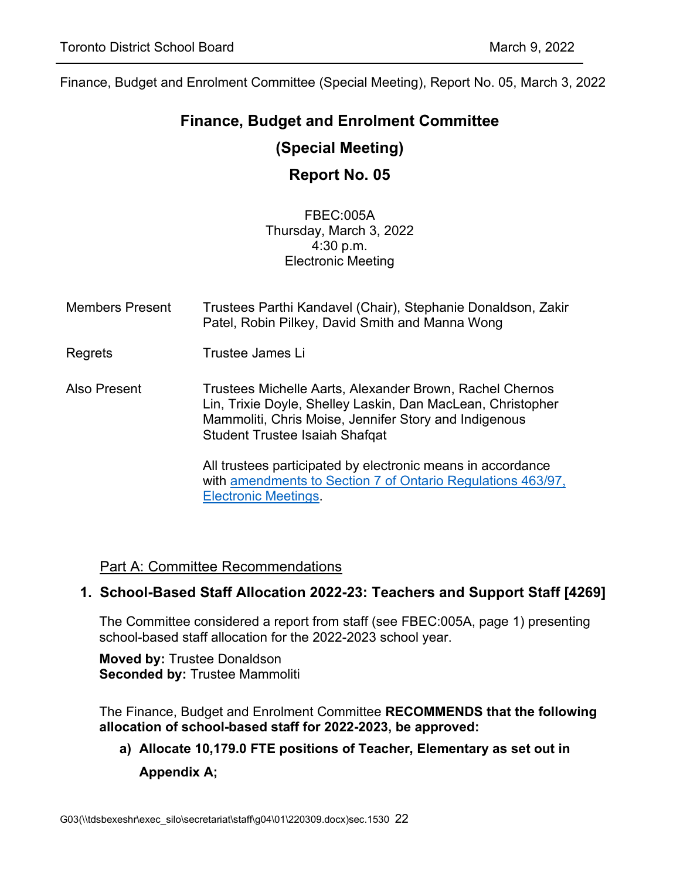Finance, Budget and Enrolment Committee (Special Meeting), Report No. 05, March 3, 2022

# Finance, Budget and Enrolment Committee

## (Special Meeting)

## Report No. 05

FBEC:005A
Thursday, March 3, 2022
4:30 p.m.
Electronic Meeting

| | |
|---|---|
| Members Present | Trustees Parthi Kandavel (Chair), Stephanie Donaldson, Zakir Patel, Robin Pilkey, David Smith and Manna Wong |
| Regrets | Trustee James Li |
| Also Present | Trustees Michelle Aarts, Alexander Brown, Rachel Chernos Lin, Trixie Doyle, Shelley Laskin, Dan MacLean, Christopher Mammoliti, Chris Moise, Jennifer Story and Indigenous Student Trustee Isaiah Shafqat<br><br>All trustees participated by electronic means in accordance with amendments to Section 7 of Ontario Regulations 463/97, Electronic Meetings. |

Part A: Committee Recommendations

### 1. School-Based Staff Allocation 2022-23: Teachers and Support Staff [4269]

The Committee considered a report from staff (see FBEC:005A, page 1) presenting school-based staff allocation for the 2022-2023 school year.

**Moved by:** Trustee Donaldson
**Seconded by:** Trustee Mammoliti

The Finance, Budget and Enrolment Committee **RECOMMENDS that the following allocation of school-based staff for 2022-2023, be approved:**

**a) Allocate 10,179.0 FTE positions of Teacher, Elementary as set out in Appendix A;**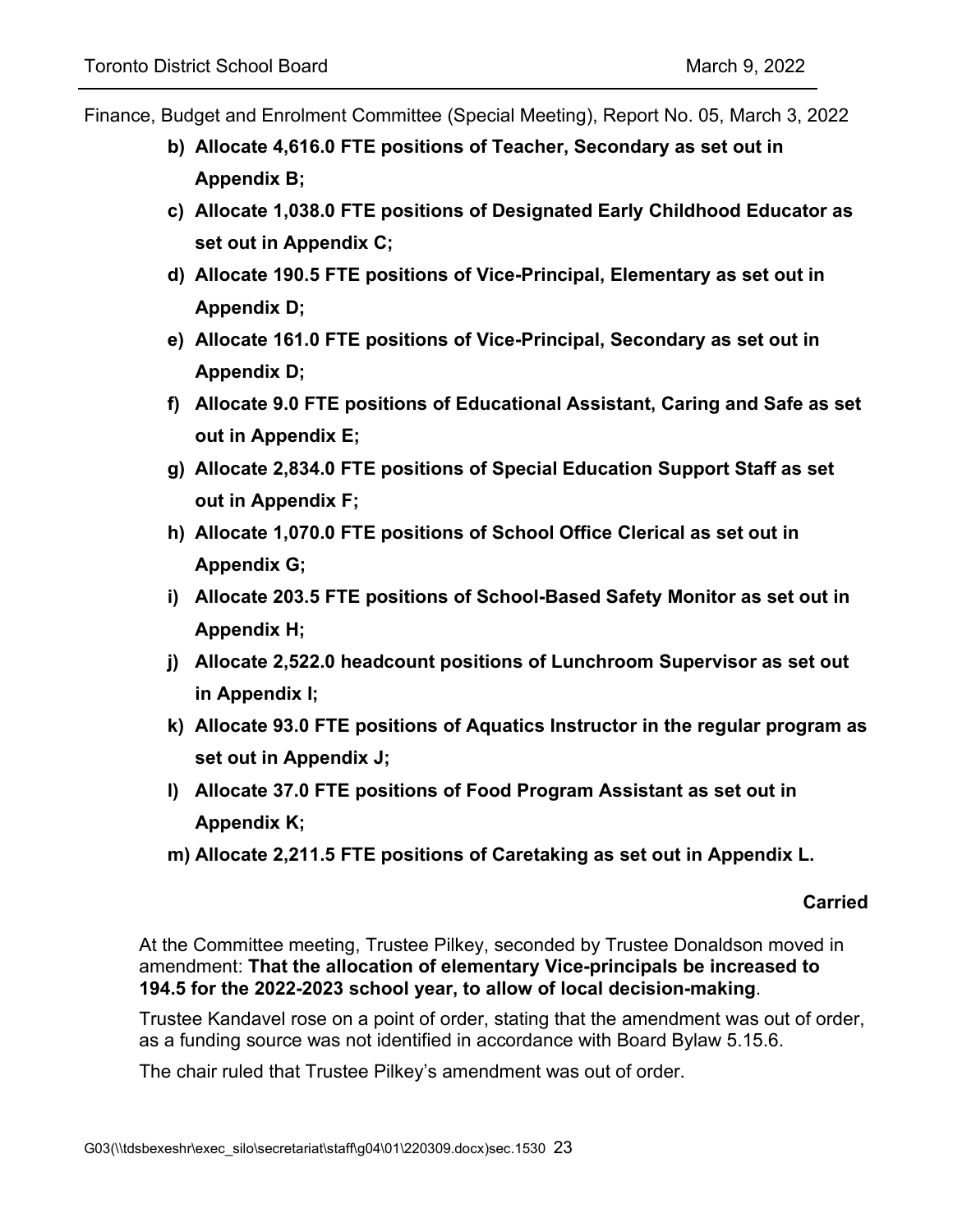Finance, Budget and Enrolment Committee (Special Meeting), Report No. 05, March 3, 2022

- **b) Allocate 4,616.0 FTE positions of Teacher, Secondary as set out in Appendix B;**
- **c) Allocate 1,038.0 FTE positions of Designated Early Childhood Educator as set out in Appendix C;**
- **d) Allocate 190.5 FTE positions of Vice-Principal, Elementary as set out in Appendix D;**
- **e) Allocate 161.0 FTE positions of Vice-Principal, Secondary as set out in Appendix D;**
- **f) Allocate 9.0 FTE positions of Educational Assistant, Caring and Safe as set out in Appendix E;**
- **g) Allocate 2,834.0 FTE positions of Special Education Support Staff as set out in Appendix F;**
- **h) Allocate 1,070.0 FTE positions of School Office Clerical as set out in Appendix G;**
- **i) Allocate 203.5 FTE positions of School-Based Safety Monitor as set out in Appendix H;**
- **j) Allocate 2,522.0 headcount positions of Lunchroom Supervisor as set out in Appendix I;**
- **k) Allocate 93.0 FTE positions of Aquatics Instructor in the regular program as set out in Appendix J;**
- **l) Allocate 37.0 FTE positions of Food Program Assistant as set out in Appendix K;**
- **m) Allocate 2,211.5 FTE positions of Caretaking as set out in Appendix L.**

**Carried**

At the Committee meeting, Trustee Pilkey, seconded by Trustee Donaldson moved in amendment: **That the allocation of elementary Vice-principals be increased to 194.5 for the 2022-2023 school year, to allow of local decision-making**.

Trustee Kandavel rose on a point of order, stating that the amendment was out of order, as a funding source was not identified in accordance with Board Bylaw 5.15.6.

The chair ruled that Trustee Pilkey's amendment was out of order.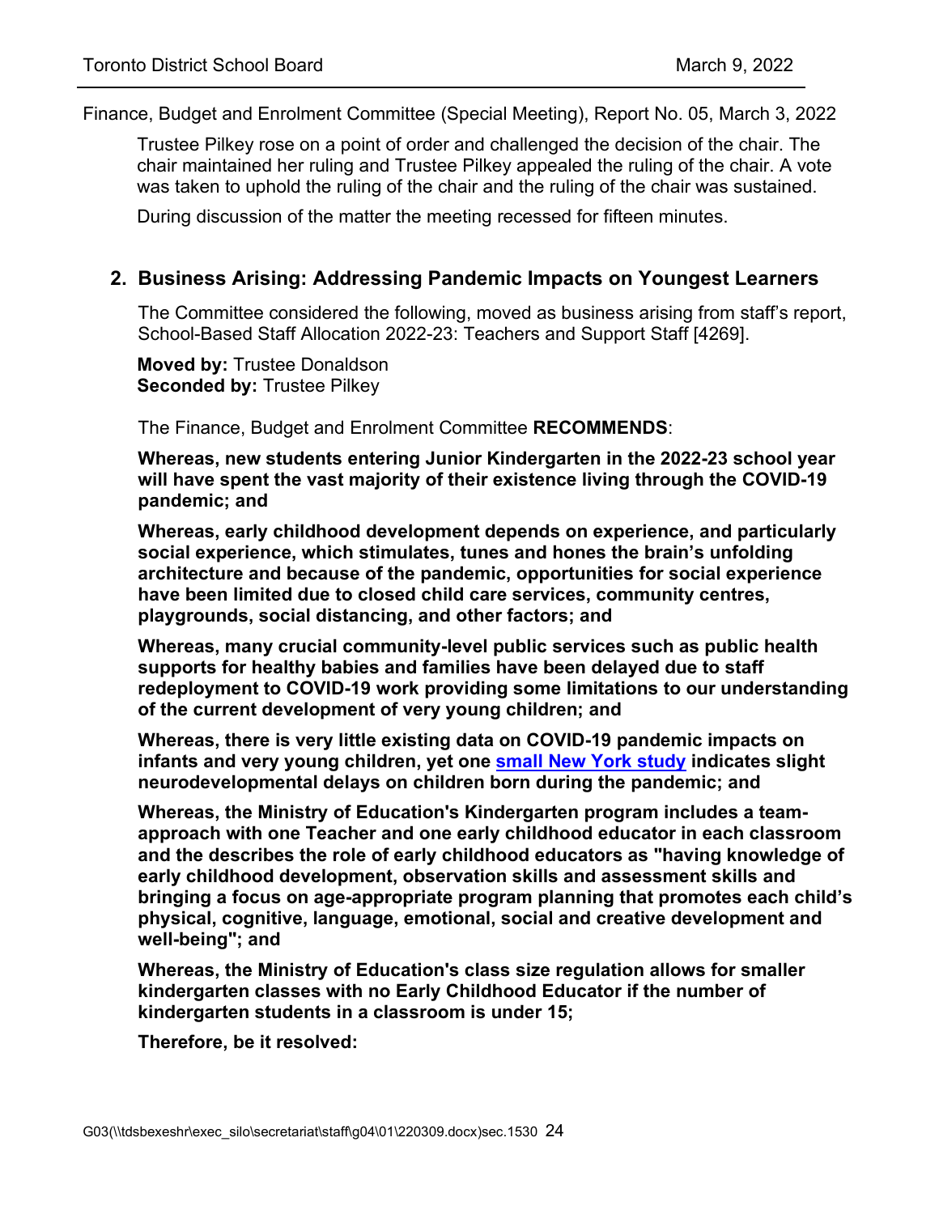Finance, Budget and Enrolment Committee (Special Meeting), Report No. 05, March 3, 2022

Trustee Pilkey rose on a point of order and challenged the decision of the chair. The chair maintained her ruling and Trustee Pilkey appealed the ruling of the chair. A vote was taken to uphold the ruling of the chair and the ruling of the chair was sustained.

During discussion of the matter the meeting recessed for fifteen minutes.

## 2. Business Arising: Addressing Pandemic Impacts on Youngest Learners

The Committee considered the following, moved as business arising from staff's report, School-Based Staff Allocation 2022-23: Teachers and Support Staff [4269].

**Moved by:** Trustee Donaldson
**Seconded by:** Trustee Pilkey

The Finance, Budget and Enrolment Committee **RECOMMENDS**:

**Whereas, new students entering Junior Kindergarten in the 2022-23 school year will have spent the vast majority of their existence living through the COVID-19 pandemic; and**

**Whereas, early childhood development depends on experience, and particularly social experience, which stimulates, tunes and hones the brain's unfolding architecture and because of the pandemic, opportunities for social experience have been limited due to closed child care services, community centres, playgrounds, social distancing, and other factors; and**

**Whereas, many crucial community-level public services such as public health supports for healthy babies and families have been delayed due to staff redeployment to COVID-19 work providing some limitations to our understanding of the current development of very young children; and**

**Whereas, there is very little existing data on COVID-19 pandemic impacts on infants and very young children, yet one small New York study indicates slight neurodevelopmental delays on children born during the pandemic; and**

**Whereas, the Ministry of Education's Kindergarten program includes a team-approach with one Teacher and one early childhood educator in each classroom and the describes the role of early childhood educators as "having knowledge of early childhood development, observation skills and assessment skills and bringing a focus on age-appropriate program planning that promotes each child's physical, cognitive, language, emotional, social and creative development and well-being"; and**

**Whereas, the Ministry of Education's class size regulation allows for smaller kindergarten classes with no Early Childhood Educator if the number of kindergarten students in a classroom is under 15;**

**Therefore, be it resolved:**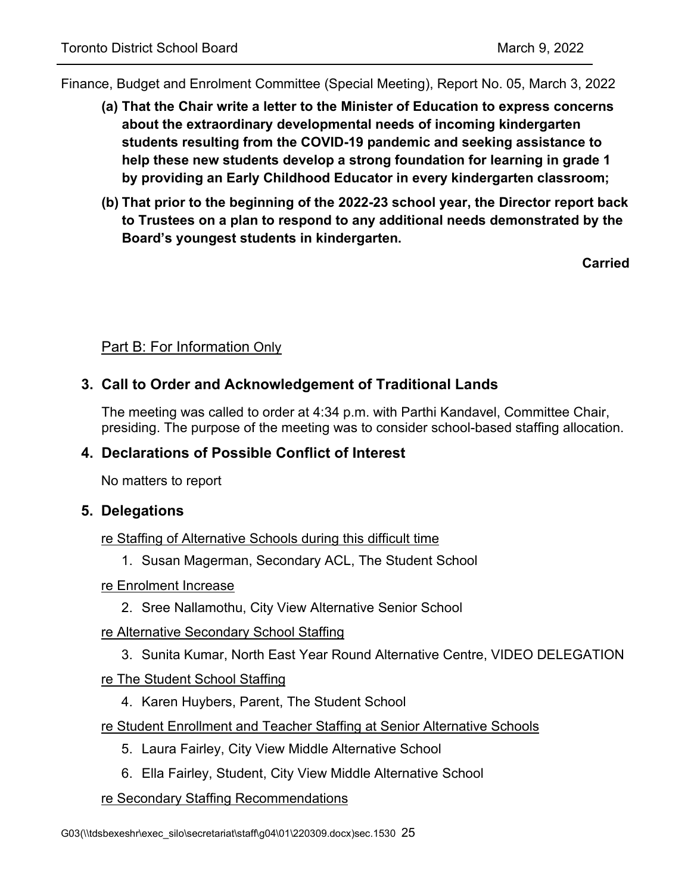Finance, Budget and Enrolment Committee (Special Meeting), Report No. 05, March 3, 2022

**(a) That the Chair write a letter to the Minister of Education to express concerns about the extraordinary developmental needs of incoming kindergarten students resulting from the COVID-19 pandemic and seeking assistance to help these new students develop a strong foundation for learning in grade 1 by providing an Early Childhood Educator in every kindergarten classroom;**

**(b) That prior to the beginning of the 2022-23 school year, the Director report back to Trustees on a plan to respond to any additional needs demonstrated by the Board's youngest students in kindergarten.**

**Carried**

Part B: For Information Only

## 3. Call to Order and Acknowledgement of Traditional Lands

The meeting was called to order at 4:34 p.m. with Parthi Kandavel, Committee Chair, presiding. The purpose of the meeting was to consider school-based staffing allocation.

## 4. Declarations of Possible Conflict of Interest

No matters to report

## 5. Delegations

re Staffing of Alternative Schools during this difficult time

1. Susan Magerman, Secondary ACL, The Student School

re Enrolment Increase

2. Sree Nallamothu, City View Alternative Senior School

re Alternative Secondary School Staffing

3. Sunita Kumar, North East Year Round Alternative Centre, VIDEO DELEGATION

re The Student School Staffing

4. Karen Huybers, Parent, The Student School

re Student Enrollment and Teacher Staffing at Senior Alternative Schools

5. Laura Fairley, City View Middle Alternative School
6. Ella Fairley, Student, City View Middle Alternative School

re Secondary Staffing Recommendations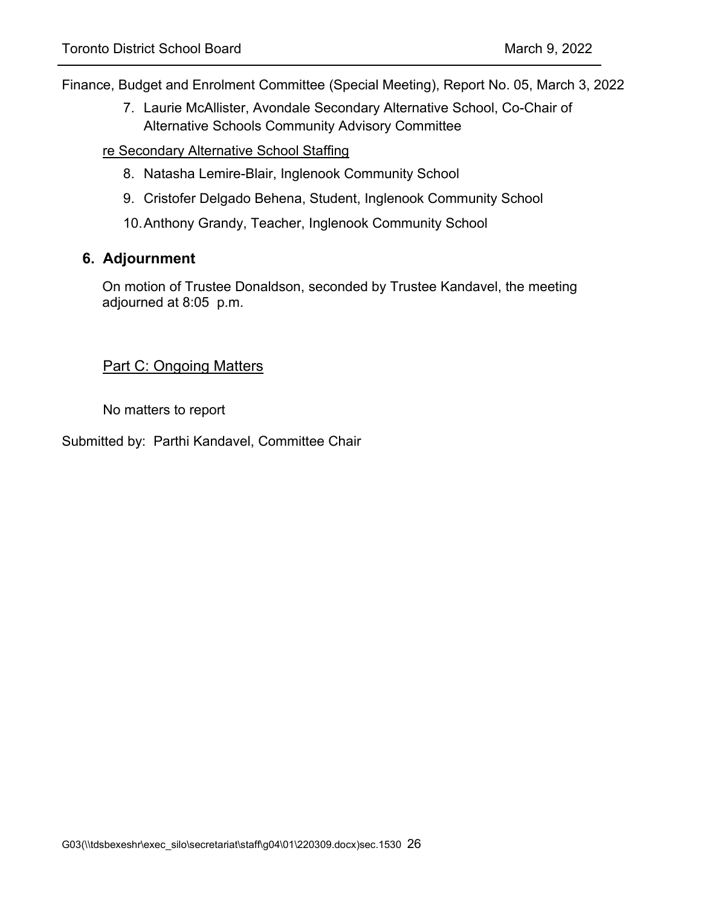Finance, Budget and Enrolment Committee (Special Meeting), Report No. 05, March 3, 2022

7. Laurie McAllister, Avondale Secondary Alternative School, Co-Chair of Alternative Schools Community Advisory Committee

re Secondary Alternative School Staffing

8. Natasha Lemire-Blair, Inglenook Community School
9. Cristofer Delgado Behena, Student, Inglenook Community School
10. Anthony Grandy, Teacher, Inglenook Community School

## 6. Adjournment

On motion of Trustee Donaldson, seconded by Trustee Kandavel, the meeting adjourned at 8:05 p.m.

Part C: Ongoing Matters

No matters to report

Submitted by: Parthi Kandavel, Committee Chair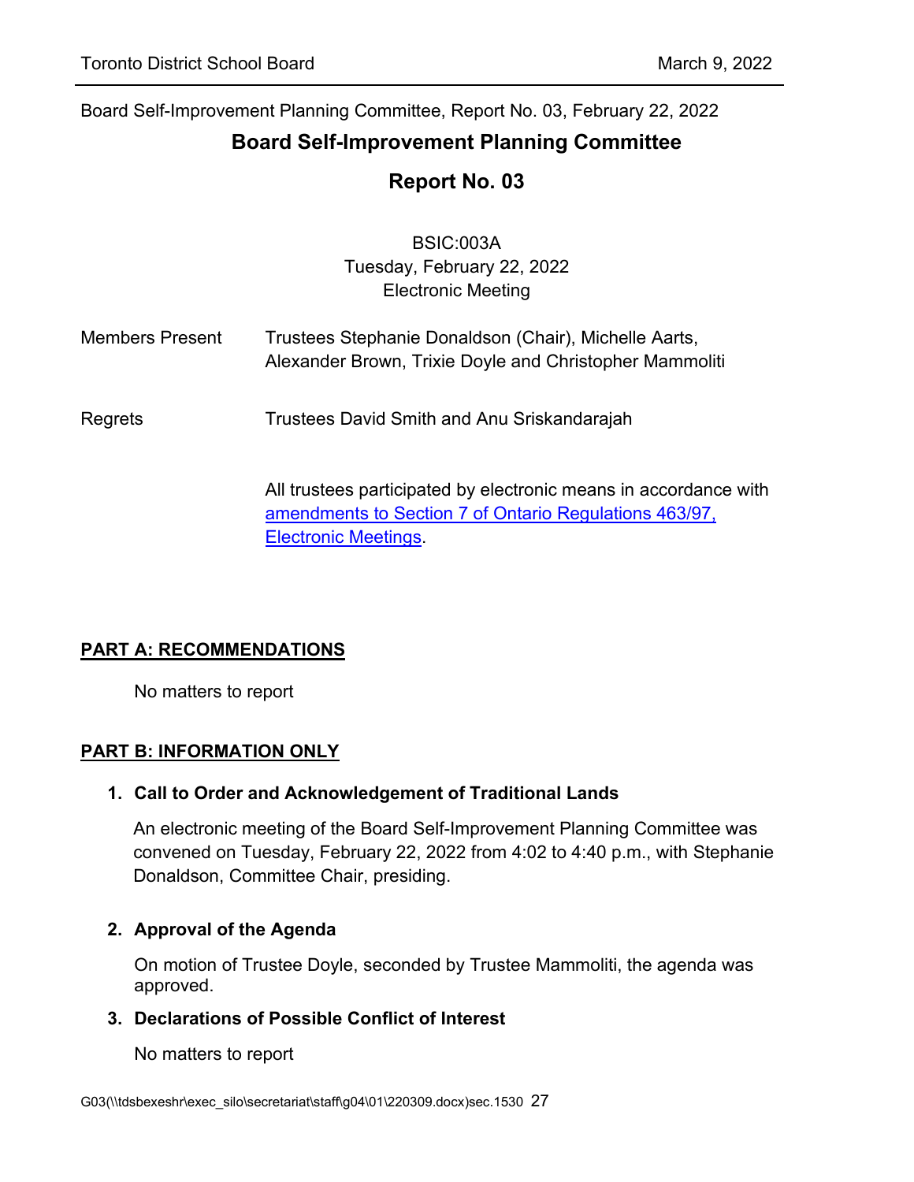Board Self-Improvement Planning Committee, Report No. 03, February 22, 2022

# Board Self-Improvement Planning Committee

# Report No. 03

BSIC:003A
Tuesday, February 22, 2022
Electronic Meeting

Members Present: Trustees Stephanie Donaldson (Chair), Michelle Aarts, Alexander Brown, Trixie Doyle and Christopher Mammoliti

Regrets: Trustees David Smith and Anu Sriskandarajah

All trustees participated by electronic means in accordance with [amendments to Section 7 of Ontario Regulations 463/97, Electronic Meetings](#).

## PART A: RECOMMENDATIONS

No matters to report

## PART B: INFORMATION ONLY

### 1. Call to Order and Acknowledgement of Traditional Lands

An electronic meeting of the Board Self-Improvement Planning Committee was convened on Tuesday, February 22, 2022 from 4:02 to 4:40 p.m., with Stephanie Donaldson, Committee Chair, presiding.

### 2. Approval of the Agenda

On motion of Trustee Doyle, seconded by Trustee Mammoliti, the agenda was approved.

### 3. Declarations of Possible Conflict of Interest

No matters to report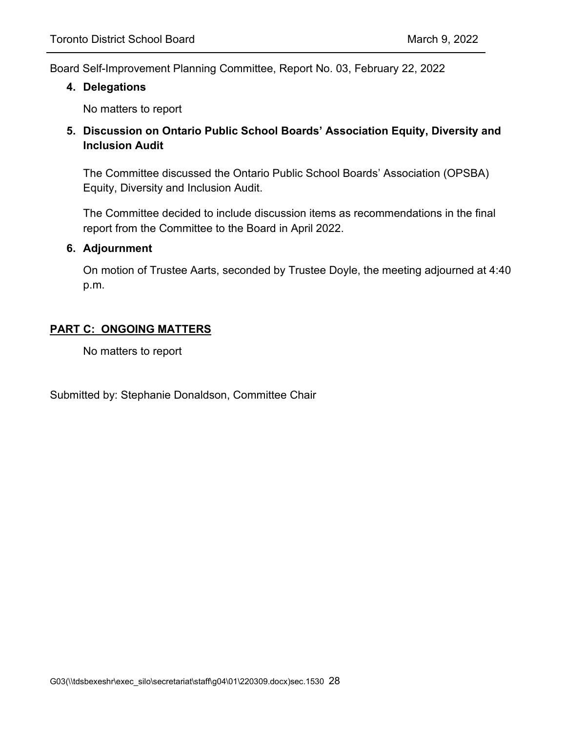Board Self-Improvement Planning Committee, Report No. 03, February 22, 2022

**4. Delegations**

No matters to report

**5. Discussion on Ontario Public School Boards' Association Equity, Diversity and Inclusion Audit**

The Committee discussed the Ontario Public School Boards' Association (OPSBA) Equity, Diversity and Inclusion Audit.

The Committee decided to include discussion items as recommendations in the final report from the Committee to the Board in April 2022.

**6. Adjournment**

On motion of Trustee Aarts, seconded by Trustee Doyle, the meeting adjourned at 4:40 p.m.

## PART C: ONGOING MATTERS

No matters to report

Submitted by: Stephanie Donaldson, Committee Chair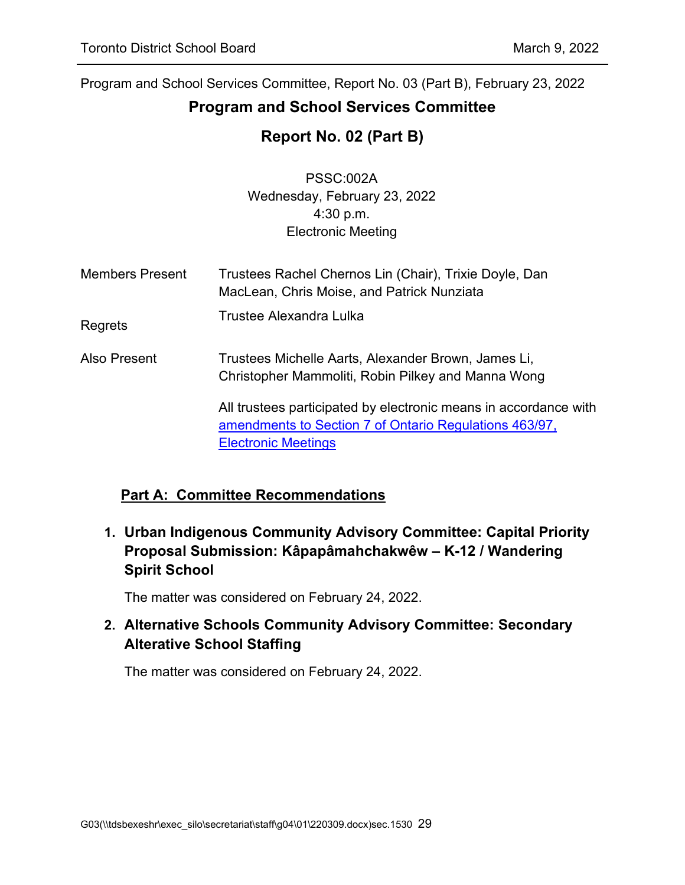Program and School Services Committee, Report No. 03 (Part B), February 23, 2022

## Program and School Services Committee

## Report No. 02 (Part B)

PSSC:002A
Wednesday, February 23, 2022
4:30 p.m.
Electronic Meeting

| | |
|---|---|
| Members Present | Trustees Rachel Chernos Lin (Chair), Trixie Doyle, Dan MacLean, Chris Moise, and Patrick Nunziata |
| Regrets | Trustee Alexandra Lulka |
| Also Present | Trustees Michelle Aarts, Alexander Brown, James Li, Christopher Mammoliti, Robin Pilkey and Manna Wong |

All trustees participated by electronic means in accordance with [amendments to Section 7 of Ontario Regulations 463/97, Electronic Meetings]()

### Part A: Committee Recommendations

**1. Urban Indigenous Community Advisory Committee: Capital Priority Proposal Submission: Kâpapâmahchakwêw – K-12 / Wandering Spirit School**

The matter was considered on February 24, 2022.

**2. Alternative Schools Community Advisory Committee: Secondary Alterative School Staffing**

The matter was considered on February 24, 2022.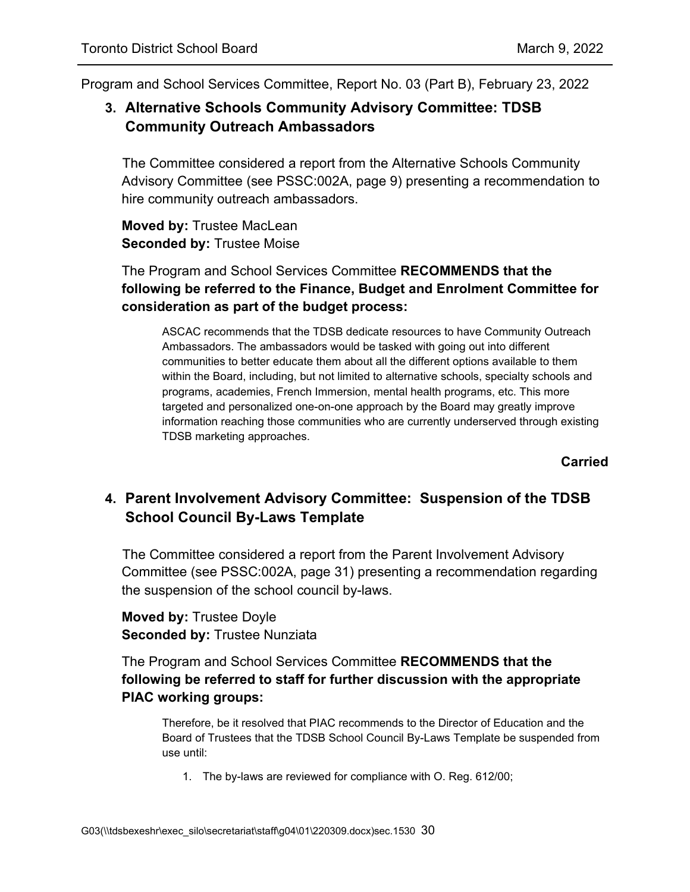Program and School Services Committee, Report No. 03 (Part B), February 23, 2022

## 3. Alternative Schools Community Advisory Committee: TDSB Community Outreach Ambassadors

The Committee considered a report from the Alternative Schools Community Advisory Committee (see PSSC:002A, page 9) presenting a recommendation to hire community outreach ambassadors.

**Moved by:** Trustee MacLean
**Seconded by:** Trustee Moise

The Program and School Services Committee **RECOMMENDS that the following be referred to the Finance, Budget and Enrolment Committee for consideration as part of the budget process:**

> ASCAC recommends that the TDSB dedicate resources to have Community Outreach Ambassadors. The ambassadors would be tasked with going out into different communities to better educate them about all the different options available to them within the Board, including, but not limited to alternative schools, specialty schools and programs, academies, French Immersion, mental health programs, etc. This more targeted and personalized one-on-one approach by the Board may greatly improve information reaching those communities who are currently underserved through existing TDSB marketing approaches.

**Carried**

## 4. Parent Involvement Advisory Committee: Suspension of the TDSB School Council By-Laws Template

The Committee considered a report from the Parent Involvement Advisory Committee (see PSSC:002A, page 31) presenting a recommendation regarding the suspension of the school council by-laws.

**Moved by:** Trustee Doyle
**Seconded by:** Trustee Nunziata

The Program and School Services Committee **RECOMMENDS that the following be referred to staff for further discussion with the appropriate PIAC working groups:**

> Therefore, be it resolved that PIAC recommends to the Director of Education and the Board of Trustees that the TDSB School Council By-Laws Template be suspended from use until:
>
> 1. The by-laws are reviewed for compliance with O. Reg. 612/00;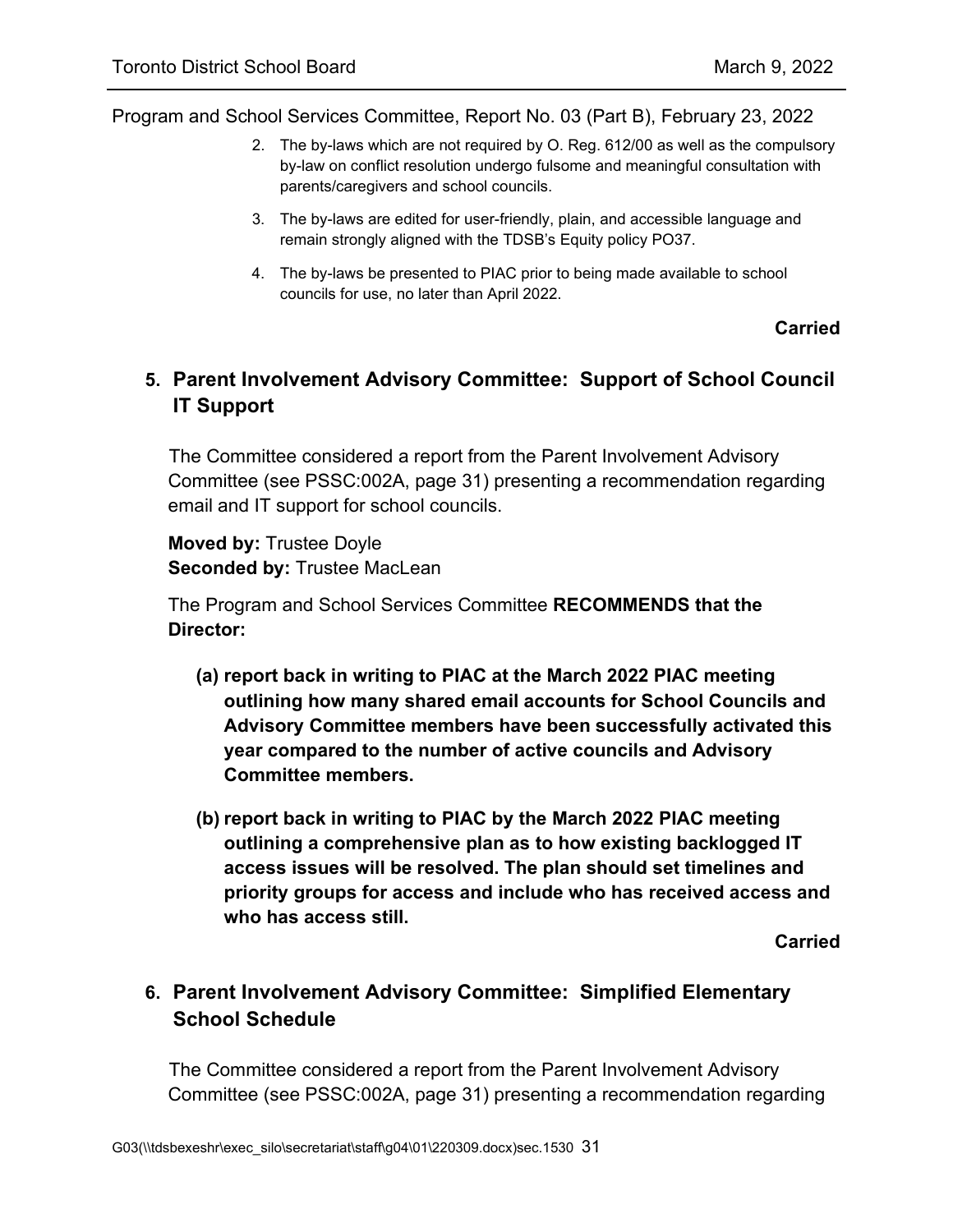Program and School Services Committee, Report No. 03 (Part B), February 23, 2022

2. The by-laws which are not required by O. Reg. 612/00 as well as the compulsory by-law on conflict resolution undergo fulsome and meaningful consultation with parents/caregivers and school councils.
3. The by-laws are edited for user-friendly, plain, and accessible language and remain strongly aligned with the TDSB's Equity policy PO37.
4. The by-laws be presented to PIAC prior to being made available to school councils for use, no later than April 2022.

**Carried**

## 5. Parent Involvement Advisory Committee: Support of School Council IT Support

The Committee considered a report from the Parent Involvement Advisory Committee (see PSSC:002A, page 31) presenting a recommendation regarding email and IT support for school councils.

**Moved by:** Trustee Doyle
**Seconded by:** Trustee MacLean

The Program and School Services Committee **RECOMMENDS that the Director:**

**(a) report back in writing to PIAC at the March 2022 PIAC meeting outlining how many shared email accounts for School Councils and Advisory Committee members have been successfully activated this year compared to the number of active councils and Advisory Committee members.**

**(b) report back in writing to PIAC by the March 2022 PIAC meeting outlining a comprehensive plan as to how existing backlogged IT access issues will be resolved. The plan should set timelines and priority groups for access and include who has received access and who has access still.**

**Carried**

## 6. Parent Involvement Advisory Committee: Simplified Elementary School Schedule

The Committee considered a report from the Parent Involvement Advisory Committee (see PSSC:002A, page 31) presenting a recommendation regarding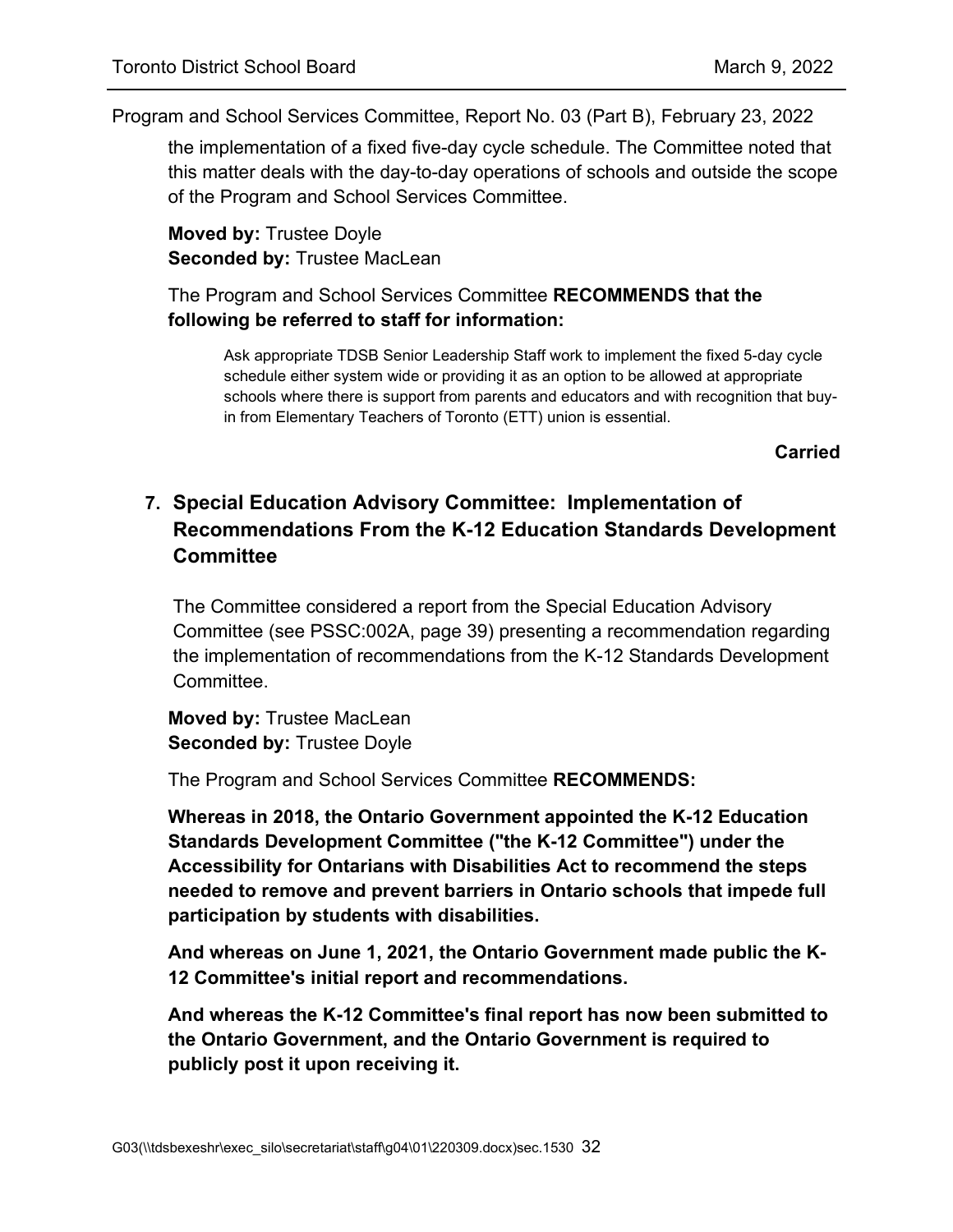the implementation of a fixed five-day cycle schedule. The Committee noted that this matter deals with the day-to-day operations of schools and outside the scope of the Program and School Services Committee.

**Moved by:** Trustee Doyle
**Seconded by:** Trustee MacLean

The Program and School Services Committee **RECOMMENDS that the following be referred to staff for information:**

> Ask appropriate TDSB Senior Leadership Staff work to implement the fixed 5-day cycle schedule either system wide or providing it as an option to be allowed at appropriate schools where there is support from parents and educators and with recognition that buy-in from Elementary Teachers of Toronto (ETT) union is essential.

**Carried**

## 7. Special Education Advisory Committee: Implementation of Recommendations From the K-12 Education Standards Development Committee

The Committee considered a report from the Special Education Advisory Committee (see PSSC:002A, page 39) presenting a recommendation regarding the implementation of recommendations from the K-12 Standards Development Committee.

**Moved by:** Trustee MacLean
**Seconded by:** Trustee Doyle

The Program and School Services Committee **RECOMMENDS:**

**Whereas in 2018, the Ontario Government appointed the K-12 Education Standards Development Committee ("the K-12 Committee") under the Accessibility for Ontarians with Disabilities Act to recommend the steps needed to remove and prevent barriers in Ontario schools that impede full participation by students with disabilities.**

**And whereas on June 1, 2021, the Ontario Government made public the K-12 Committee's initial report and recommendations.**

**And whereas the K-12 Committee's final report has now been submitted to the Ontario Government, and the Ontario Government is required to publicly post it upon receiving it.**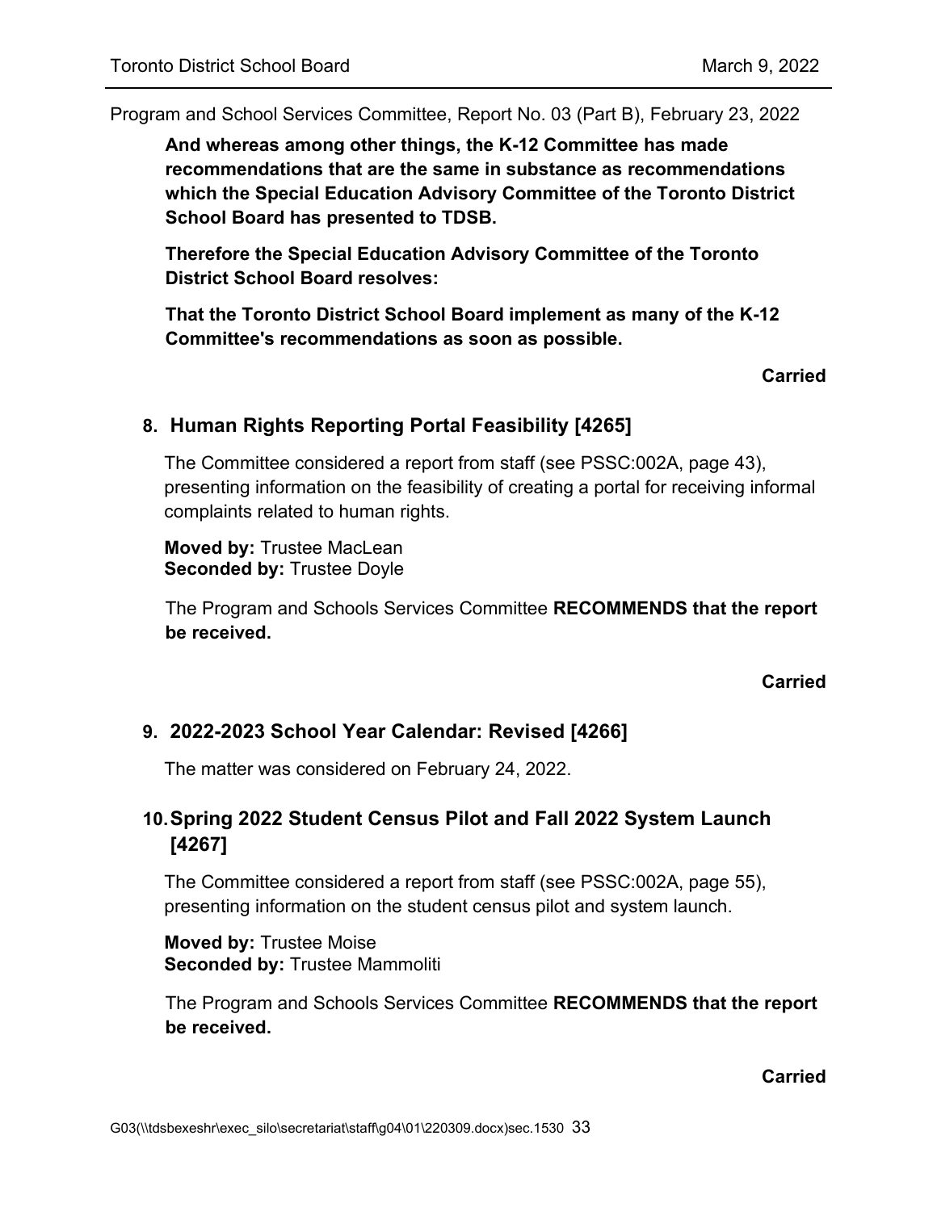Program and School Services Committee, Report No. 03 (Part B), February 23, 2022

**And whereas among other things, the K-12 Committee has made recommendations that are the same in substance as recommendations which the Special Education Advisory Committee of the Toronto District School Board has presented to TDSB.**

**Therefore the Special Education Advisory Committee of the Toronto District School Board resolves:**

**That the Toronto District School Board implement as many of the K-12 Committee's recommendations as soon as possible.**

**Carried**

## 8. Human Rights Reporting Portal Feasibility [4265]

The Committee considered a report from staff (see PSSC:002A, page 43), presenting information on the feasibility of creating a portal for receiving informal complaints related to human rights.

**Moved by:** Trustee MacLean
**Seconded by:** Trustee Doyle

The Program and Schools Services Committee **RECOMMENDS that the report be received.**

**Carried**

## 9. 2022-2023 School Year Calendar: Revised [4266]

The matter was considered on February 24, 2022.

## 10. Spring 2022 Student Census Pilot and Fall 2022 System Launch [4267]

The Committee considered a report from staff (see PSSC:002A, page 55), presenting information on the student census pilot and system launch.

**Moved by:** Trustee Moise
**Seconded by:** Trustee Mammoliti

The Program and Schools Services Committee **RECOMMENDS that the report be received.**

**Carried**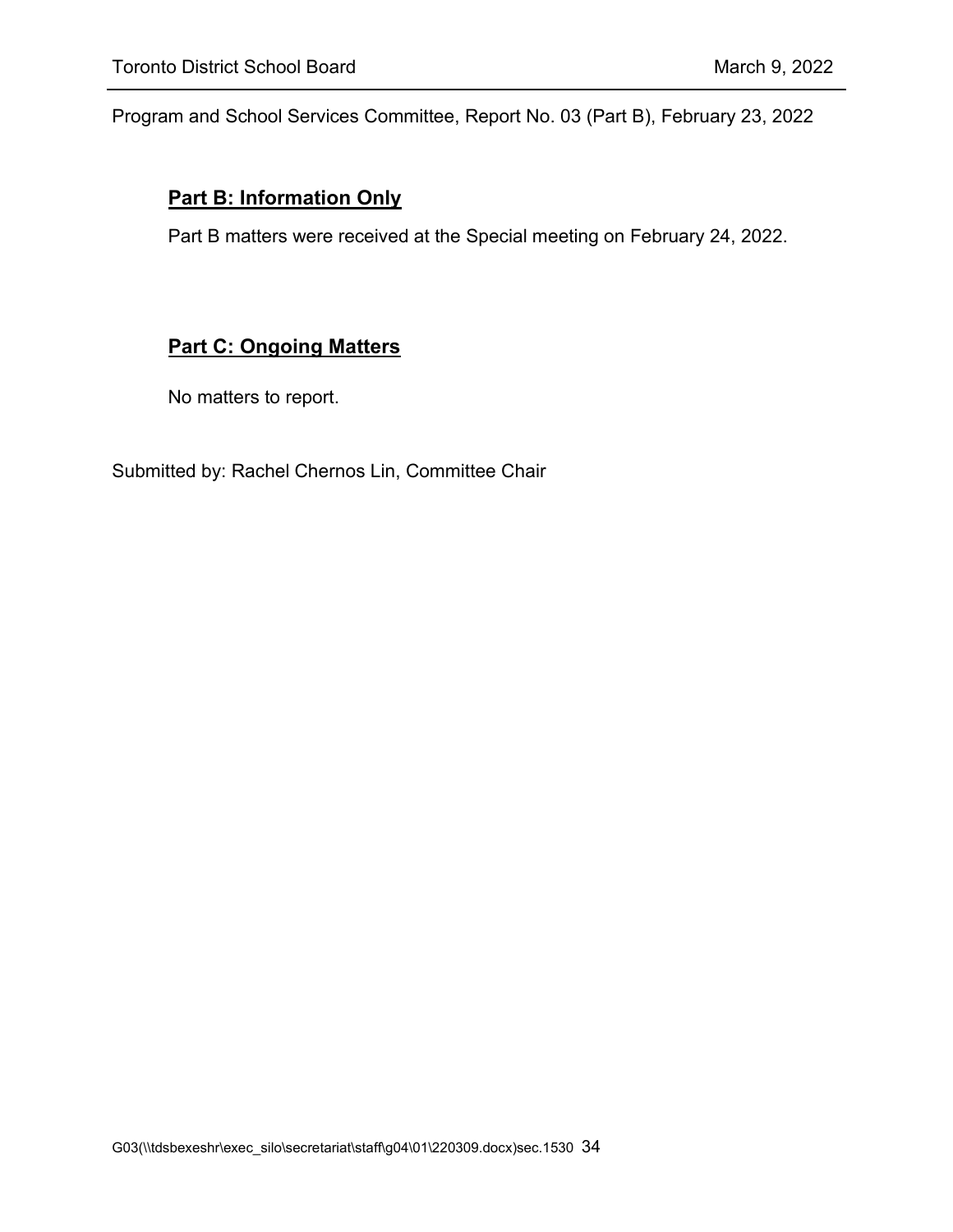Program and School Services Committee, Report No. 03 (Part B), February 23, 2022

## Part B: Information Only

Part B matters were received at the Special meeting on February 24, 2022.

## Part C: Ongoing Matters

No matters to report.

Submitted by: Rachel Chernos Lin, Committee Chair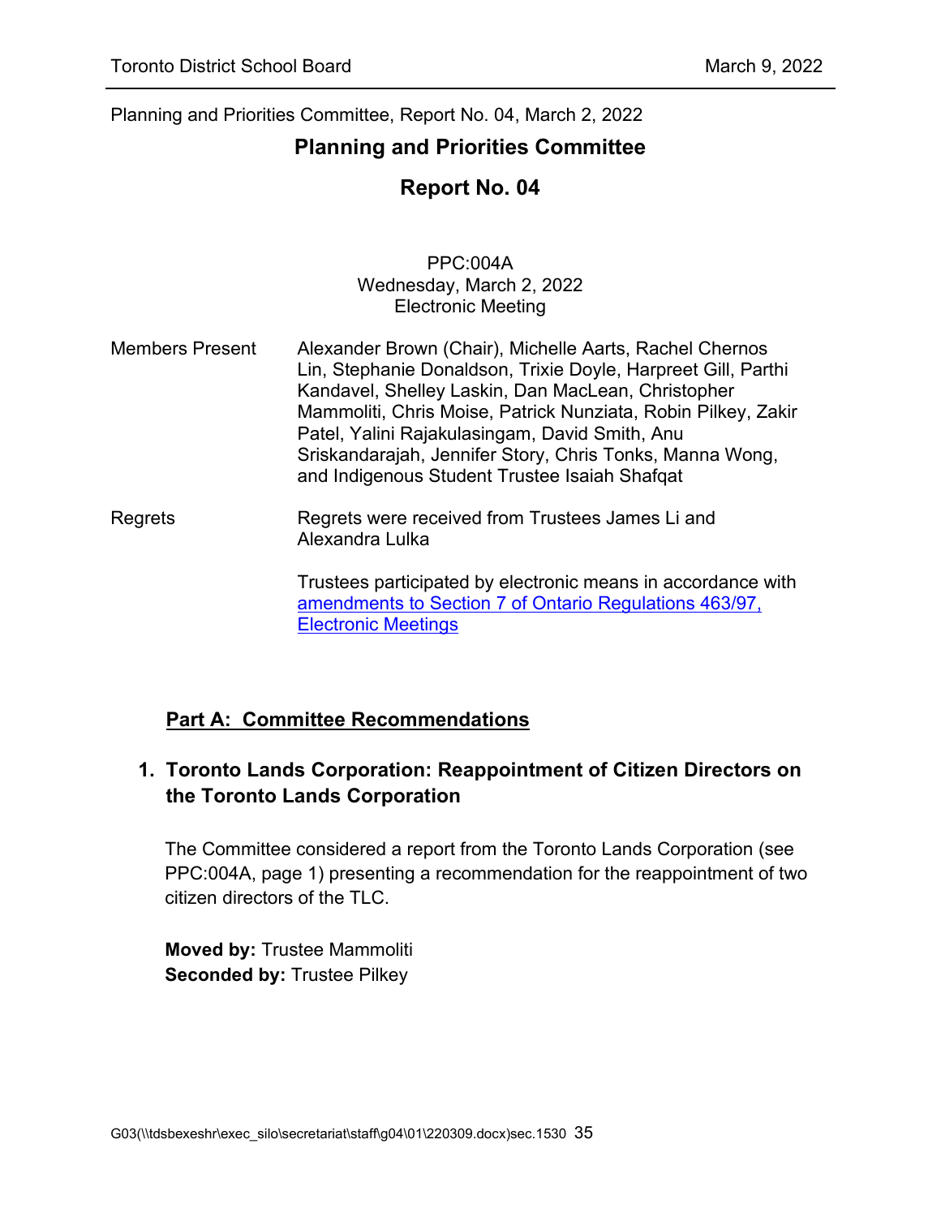Planning and Priorities Committee, Report No. 04, March 2, 2022

## Planning and Priorities Committee

## Report No. 04

PPC:004A
Wednesday, March 2, 2022
Electronic Meeting

Members Present: Alexander Brown (Chair), Michelle Aarts, Rachel Chernos Lin, Stephanie Donaldson, Trixie Doyle, Harpreet Gill, Parthi Kandavel, Shelley Laskin, Dan MacLean, Christopher Mammoliti, Chris Moise, Patrick Nunziata, Robin Pilkey, Zakir Patel, Yalini Rajakulasingam, David Smith, Anu Sriskandarajah, Jennifer Story, Chris Tonks, Manna Wong, and Indigenous Student Trustee Isaiah Shafqat

Regrets: Regrets were received from Trustees James Li and Alexandra Lulka

Trustees participated by electronic means in accordance with amendments to Section 7 of Ontario Regulations 463/97, Electronic Meetings

## Part A: Committee Recommendations

### 1. Toronto Lands Corporation: Reappointment of Citizen Directors on the Toronto Lands Corporation

The Committee considered a report from the Toronto Lands Corporation (see PPC:004A, page 1) presenting a recommendation for the reappointment of two citizen directors of the TLC.

**Moved by:** Trustee Mammoliti
**Seconded by:** Trustee Pilkey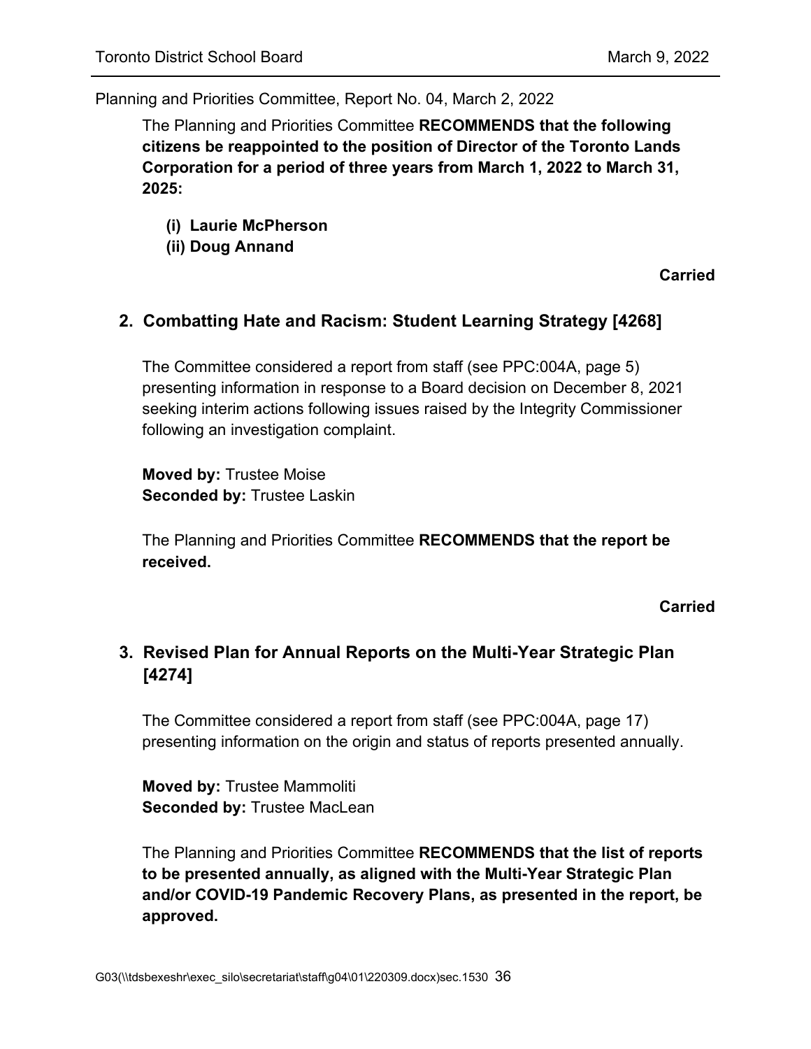Planning and Priorities Committee, Report No. 04, March 2, 2022

The Planning and Priorities Committee **RECOMMENDS that the following citizens be reappointed to the position of Director of the Toronto Lands Corporation for a period of three years from March 1, 2022 to March 31, 2025:**

**(i) Laurie McPherson**
**(ii) Doug Annand**

**Carried**

## 2. Combatting Hate and Racism: Student Learning Strategy [4268]

The Committee considered a report from staff (see PPC:004A, page 5) presenting information in response to a Board decision on December 8, 2021 seeking interim actions following issues raised by the Integrity Commissioner following an investigation complaint.

**Moved by:** Trustee Moise
**Seconded by:** Trustee Laskin

The Planning and Priorities Committee **RECOMMENDS that the report be received.**

**Carried**

## 3. Revised Plan for Annual Reports on the Multi-Year Strategic Plan [4274]

The Committee considered a report from staff (see PPC:004A, page 17) presenting information on the origin and status of reports presented annually.

**Moved by:** Trustee Mammoliti
**Seconded by:** Trustee MacLean

The Planning and Priorities Committee **RECOMMENDS that the list of reports to be presented annually, as aligned with the Multi-Year Strategic Plan and/or COVID-19 Pandemic Recovery Plans, as presented in the report, be approved.**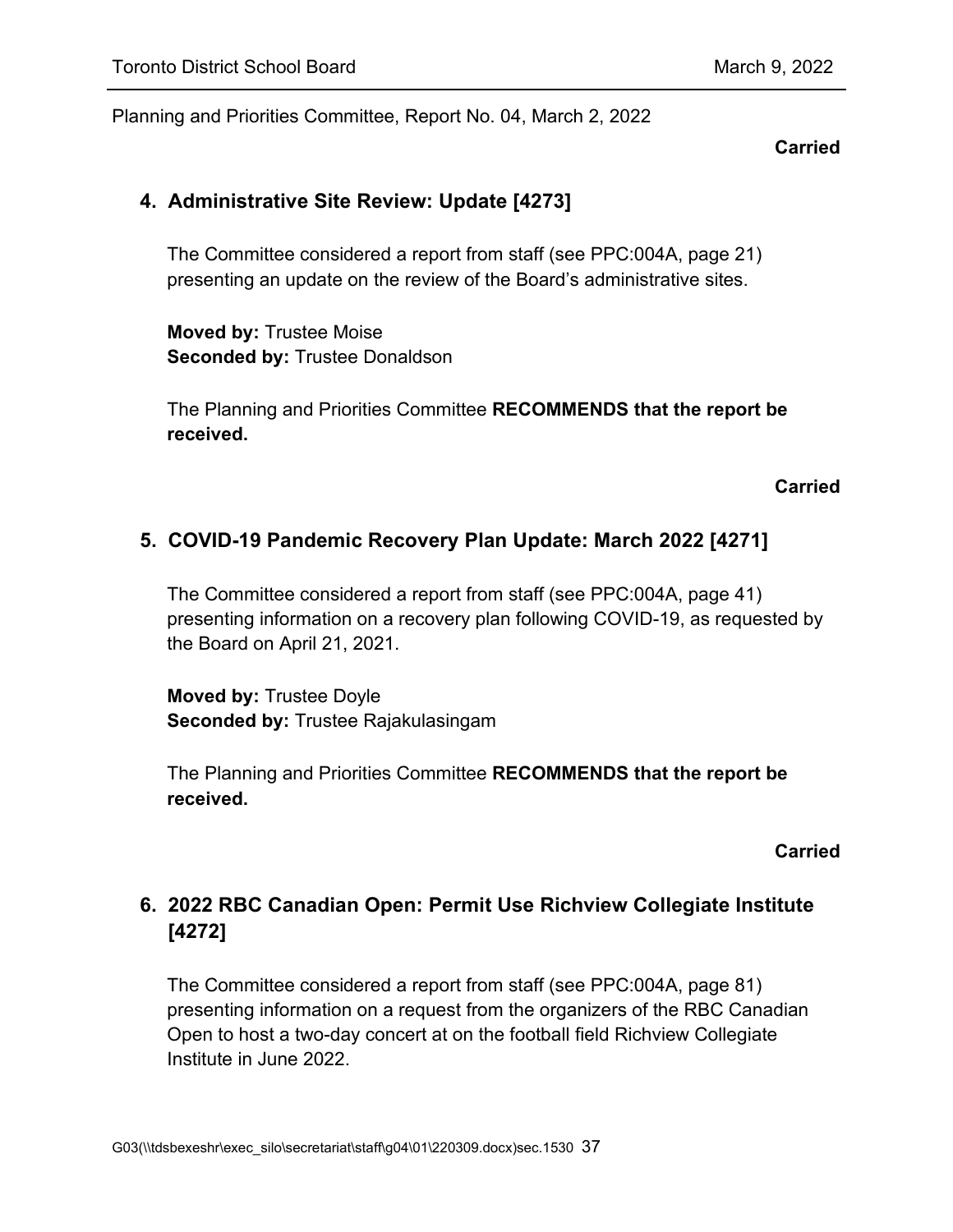Planning and Priorities Committee, Report No. 04, March 2, 2022

**Carried**

## 4. Administrative Site Review: Update [4273]

The Committee considered a report from staff (see PPC:004A, page 21) presenting an update on the review of the Board's administrative sites.

**Moved by:** Trustee Moise
**Seconded by:** Trustee Donaldson

The Planning and Priorities Committee **RECOMMENDS that the report be received.**

**Carried**

## 5. COVID-19 Pandemic Recovery Plan Update: March 2022 [4271]

The Committee considered a report from staff (see PPC:004A, page 41) presenting information on a recovery plan following COVID-19, as requested by the Board on April 21, 2021.

**Moved by:** Trustee Doyle
**Seconded by:** Trustee Rajakulasingam

The Planning and Priorities Committee **RECOMMENDS that the report be received.**

**Carried**

## 6. 2022 RBC Canadian Open: Permit Use Richview Collegiate Institute [4272]

The Committee considered a report from staff (see PPC:004A, page 81) presenting information on a request from the organizers of the RBC Canadian Open to host a two-day concert at on the football field Richview Collegiate Institute in June 2022.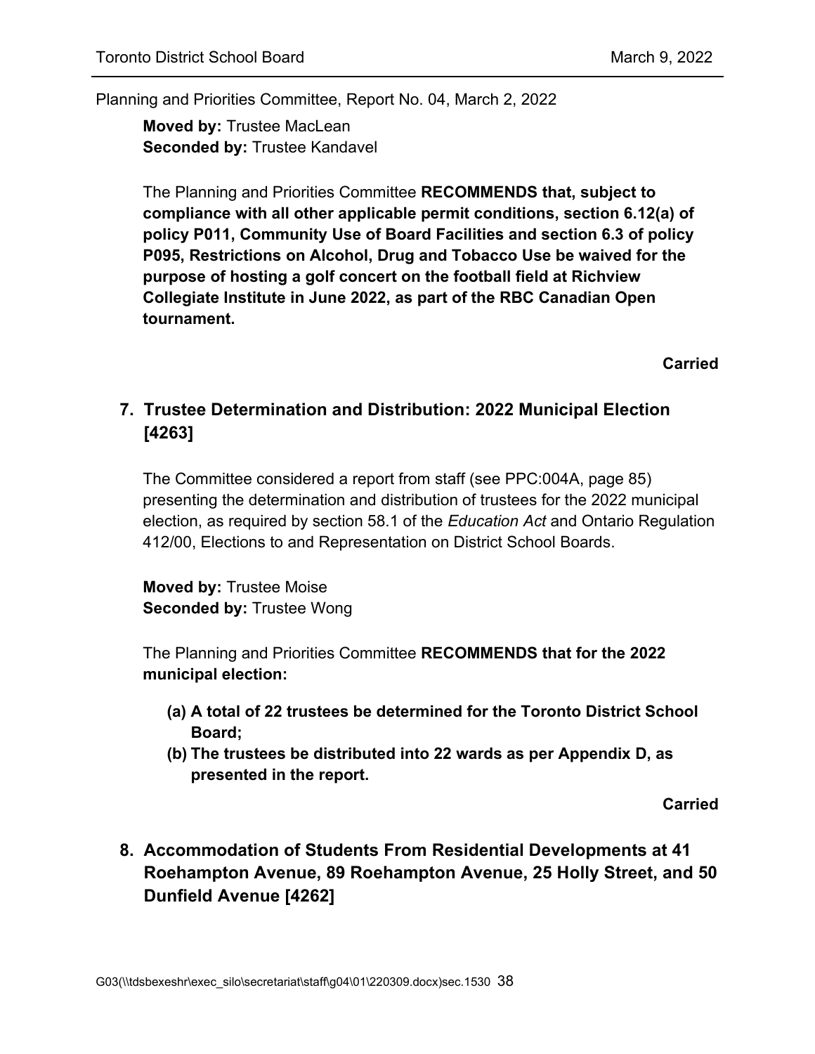Planning and Priorities Committee, Report No. 04, March 2, 2022

**Moved by:** Trustee MacLean
**Seconded by:** Trustee Kandavel

The Planning and Priorities Committee **RECOMMENDS that, subject to compliance with all other applicable permit conditions, section 6.12(a) of policy P011, Community Use of Board Facilities and section 6.3 of policy P095, Restrictions on Alcohol, Drug and Tobacco Use be waived for the purpose of hosting a golf concert on the football field at Richview Collegiate Institute in June 2022, as part of the RBC Canadian Open tournament.**

**Carried**

## 7. Trustee Determination and Distribution: 2022 Municipal Election [4263]

The Committee considered a report from staff (see PPC:004A, page 85) presenting the determination and distribution of trustees for the 2022 municipal election, as required by section 58.1 of the *Education Act* and Ontario Regulation 412/00, Elections to and Representation on District School Boards.

**Moved by:** Trustee Moise
**Seconded by:** Trustee Wong

The Planning and Priorities Committee **RECOMMENDS that for the 2022 municipal election:**

- **(a) A total of 22 trustees be determined for the Toronto District School Board;**
- **(b) The trustees be distributed into 22 wards as per Appendix D, as presented in the report.**

**Carried**

## 8. Accommodation of Students From Residential Developments at 41 Roehampton Avenue, 89 Roehampton Avenue, 25 Holly Street, and 50 Dunfield Avenue [4262]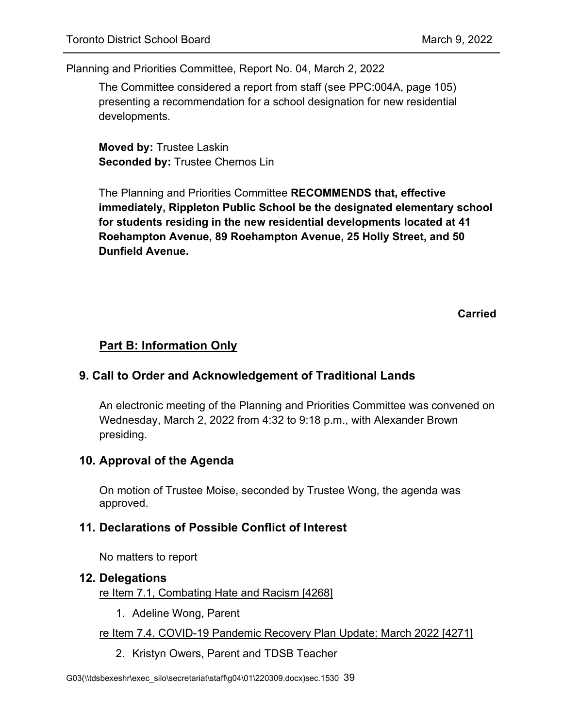Planning and Priorities Committee, Report No. 04, March 2, 2022

The Committee considered a report from staff (see PPC:004A, page 105) presenting a recommendation for a school designation for new residential developments.

**Moved by:** Trustee Laskin
**Seconded by:** Trustee Chernos Lin

The Planning and Priorities Committee **RECOMMENDS that, effective immediately, Rippleton Public School be the designated elementary school for students residing in the new residential developments located at 41 Roehampton Avenue, 89 Roehampton Avenue, 25 Holly Street, and 50 Dunfield Avenue.**

**Carried**

## Part B: Information Only

### 9. Call to Order and Acknowledgement of Traditional Lands

An electronic meeting of the Planning and Priorities Committee was convened on Wednesday, March 2, 2022 from 4:32 to 9:18 p.m., with Alexander Brown presiding.

### 10. Approval of the Agenda

On motion of Trustee Moise, seconded by Trustee Wong, the agenda was approved.

### 11. Declarations of Possible Conflict of Interest

No matters to report

### 12. Delegations

re Item 7.1, Combating Hate and Racism [4268]

1. Adeline Wong, Parent

re Item 7.4. COVID-19 Pandemic Recovery Plan Update: March 2022 [4271]

2. Kristyn Owers, Parent and TDSB Teacher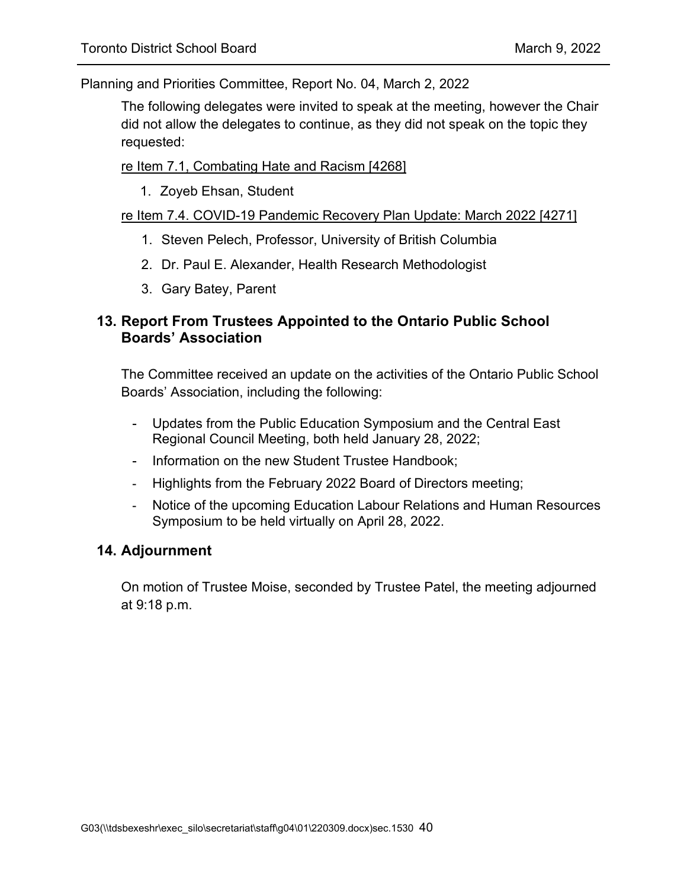Planning and Priorities Committee, Report No. 04, March 2, 2022

The following delegates were invited to speak at the meeting, however the Chair did not allow the delegates to continue, as they did not speak on the topic they requested:

re Item 7.1, Combating Hate and Racism [4268]

1. Zoyeb Ehsan, Student

re Item 7.4. COVID-19 Pandemic Recovery Plan Update: March 2022 [4271]

1. Steven Pelech, Professor, University of British Columbia
2. Dr. Paul E. Alexander, Health Research Methodologist
3. Gary Batey, Parent

## 13. Report From Trustees Appointed to the Ontario Public School Boards' Association

The Committee received an update on the activities of the Ontario Public School Boards' Association, including the following:

- Updates from the Public Education Symposium and the Central East Regional Council Meeting, both held January 28, 2022;
- Information on the new Student Trustee Handbook;
- Highlights from the February 2022 Board of Directors meeting;
- Notice of the upcoming Education Labour Relations and Human Resources Symposium to be held virtually on April 28, 2022.

## 14. Adjournment

On motion of Trustee Moise, seconded by Trustee Patel, the meeting adjourned at 9:18 p.m.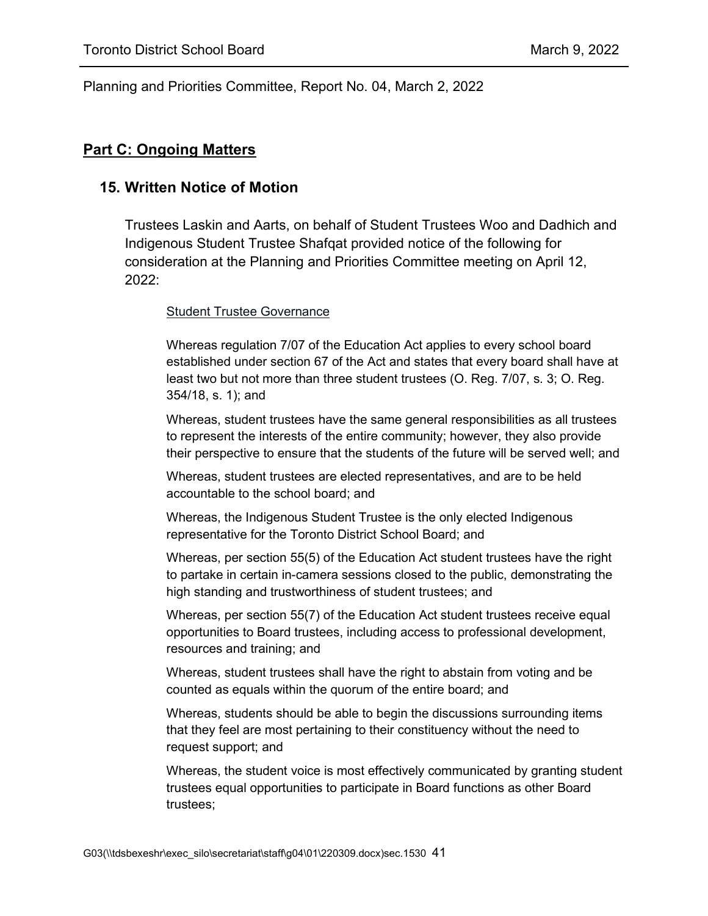Planning and Priorities Committee, Report No. 04, March 2, 2022

## Part C: Ongoing Matters

### 15. Written Notice of Motion

Trustees Laskin and Aarts, on behalf of Student Trustees Woo and Dadhich and Indigenous Student Trustee Shafqat provided notice of the following for consideration at the Planning and Priorities Committee meeting on April 12, 2022:

Student Trustee Governance

Whereas regulation 7/07 of the Education Act applies to every school board established under section 67 of the Act and states that every board shall have at least two but not more than three student trustees (O. Reg. 7/07, s. 3; O. Reg. 354/18, s. 1); and

Whereas, student trustees have the same general responsibilities as all trustees to represent the interests of the entire community; however, they also provide their perspective to ensure that the students of the future will be served well; and

Whereas, student trustees are elected representatives, and are to be held accountable to the school board; and

Whereas, the Indigenous Student Trustee is the only elected Indigenous representative for the Toronto District School Board; and

Whereas, per section 55(5) of the Education Act student trustees have the right to partake in certain in-camera sessions closed to the public, demonstrating the high standing and trustworthiness of student trustees; and

Whereas, per section 55(7) of the Education Act student trustees receive equal opportunities to Board trustees, including access to professional development, resources and training; and

Whereas, student trustees shall have the right to abstain from voting and be counted as equals within the quorum of the entire board; and

Whereas, students should be able to begin the discussions surrounding items that they feel are most pertaining to their constituency without the need to request support; and

Whereas, the student voice is most effectively communicated by granting student trustees equal opportunities to participate in Board functions as other Board trustees;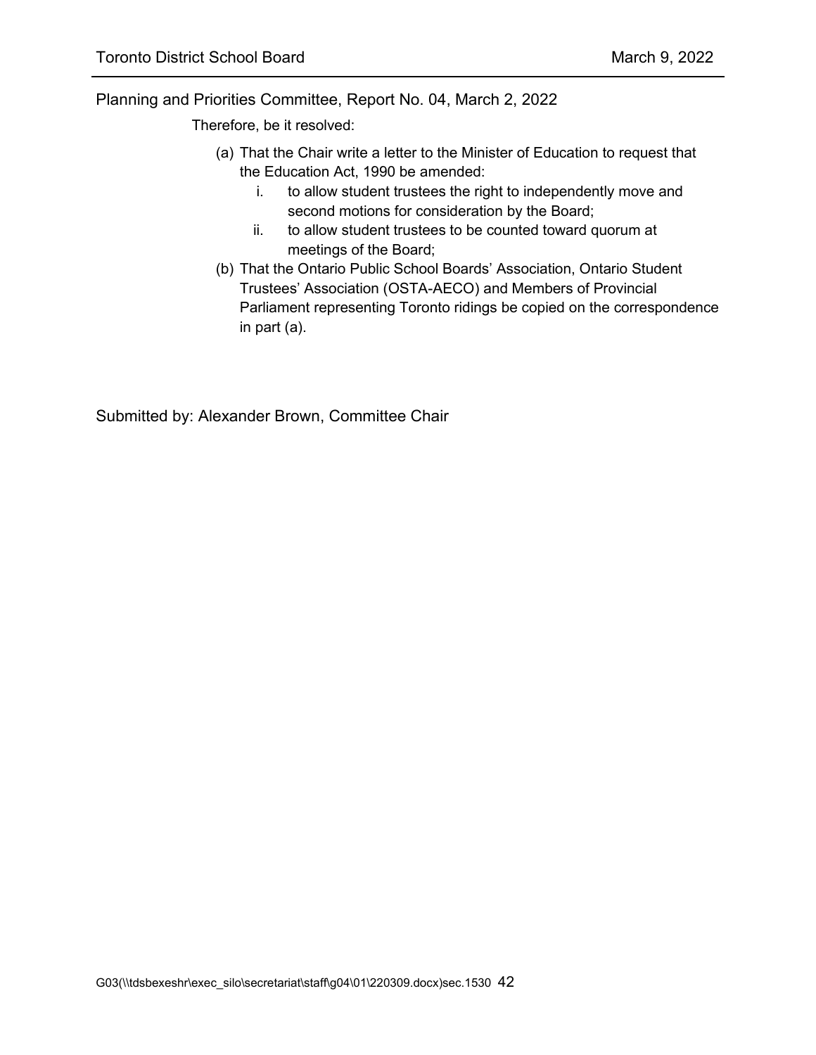Planning and Priorities Committee, Report No. 04, March 2, 2022

Therefore, be it resolved:

(a) That the Chair write a letter to the Minister of Education to request that the Education Act, 1990 be amended:
   i. to allow student trustees the right to independently move and second motions for consideration by the Board;
   ii. to allow student trustees to be counted toward quorum at meetings of the Board;

(b) That the Ontario Public School Boards' Association, Ontario Student Trustees' Association (OSTA-AECO) and Members of Provincial Parliament representing Toronto ridings be copied on the correspondence in part (a).

Submitted by: Alexander Brown, Committee Chair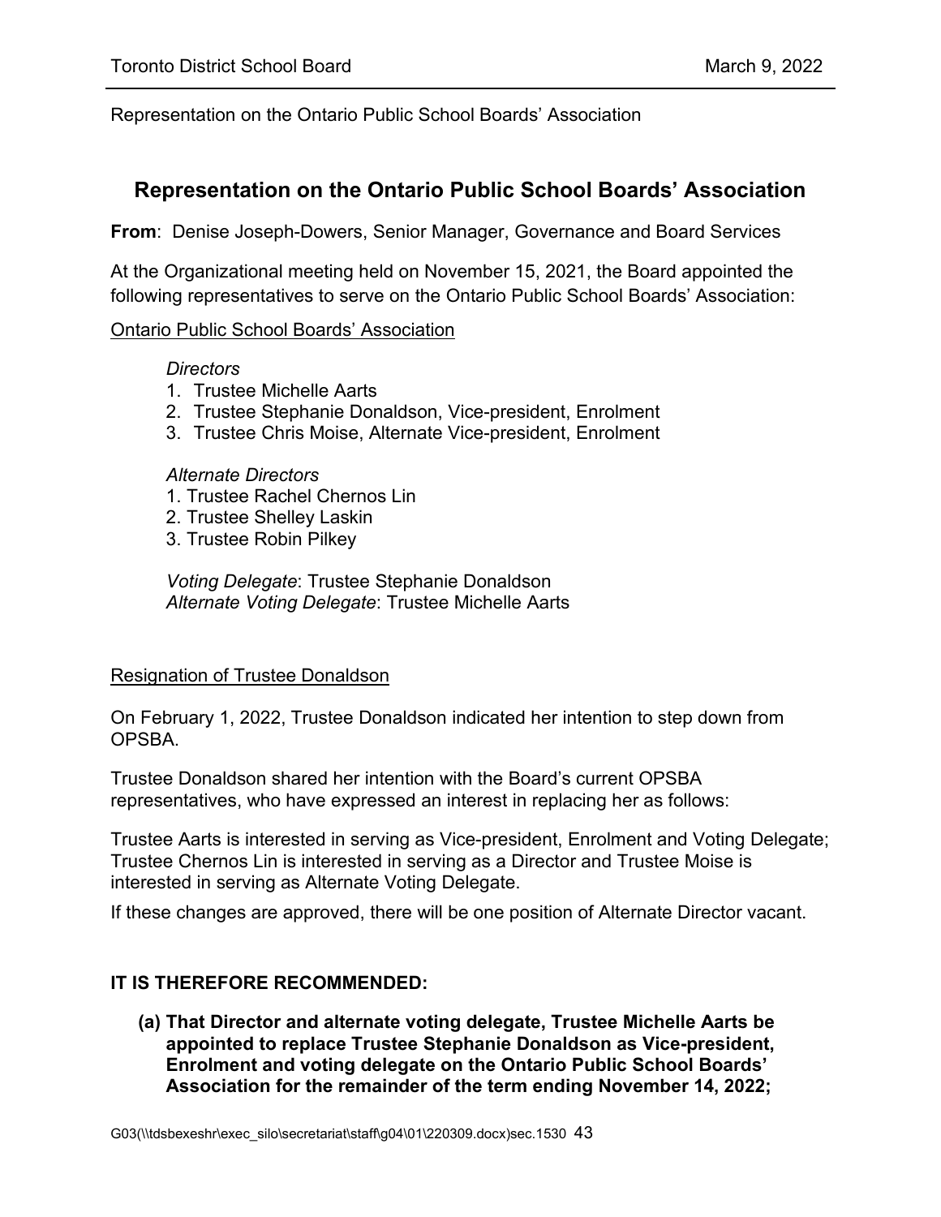Representation on the Ontario Public School Boards' Association

## Representation on the Ontario Public School Boards' Association

**From**: Denise Joseph-Dowers, Senior Manager, Governance and Board Services

At the Organizational meeting held on November 15, 2021, the Board appointed the following representatives to serve on the Ontario Public School Boards' Association:

<u>Ontario Public School Boards' Association</u>

*Directors*

1. Trustee Michelle Aarts
2. Trustee Stephanie Donaldson, Vice-president, Enrolment
3. Trustee Chris Moise, Alternate Vice-president, Enrolment

*Alternate Directors*

1. Trustee Rachel Chernos Lin
2. Trustee Shelley Laskin
3. Trustee Robin Pilkey

*Voting Delegate*: Trustee Stephanie Donaldson
*Alternate Voting Delegate*: Trustee Michelle Aarts

<u>Resignation of Trustee Donaldson</u>

On February 1, 2022, Trustee Donaldson indicated her intention to step down from OPSBA.

Trustee Donaldson shared her intention with the Board's current OPSBA representatives, who have expressed an interest in replacing her as follows:

Trustee Aarts is interested in serving as Vice-president, Enrolment and Voting Delegate; Trustee Chernos Lin is interested in serving as a Director and Trustee Moise is interested in serving as Alternate Voting Delegate.

If these changes are approved, there will be one position of Alternate Director vacant.

**IT IS THEREFORE RECOMMENDED:**

**(a) That Director and alternate voting delegate, Trustee Michelle Aarts be appointed to replace Trustee Stephanie Donaldson as Vice-president, Enrolment and voting delegate on the Ontario Public School Boards' Association for the remainder of the term ending November 14, 2022;**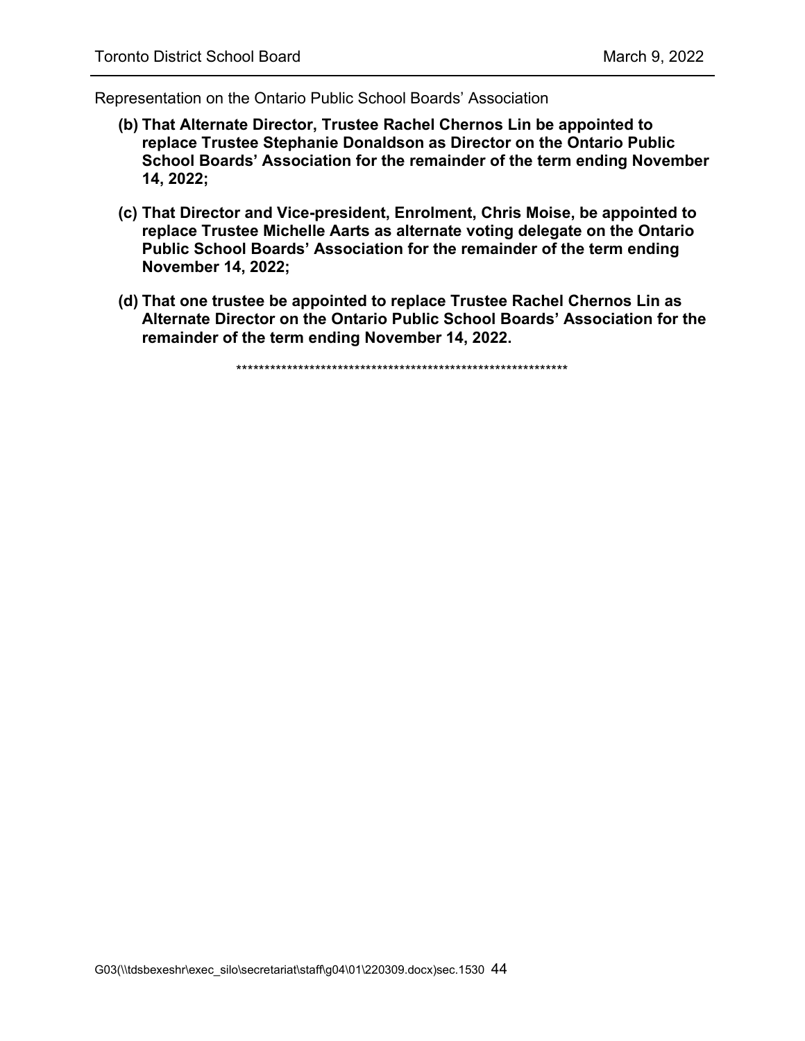Representation on the Ontario Public School Boards' Association

**(b) That Alternate Director, Trustee Rachel Chernos Lin be appointed to replace Trustee Stephanie Donaldson as Director on the Ontario Public School Boards' Association for the remainder of the term ending November 14, 2022;**

**(c) That Director and Vice-president, Enrolment, Chris Moise, be appointed to replace Trustee Michelle Aarts as alternate voting delegate on the Ontario Public School Boards' Association for the remainder of the term ending November 14, 2022;**

**(d) That one trustee be appointed to replace Trustee Rachel Chernos Lin as Alternate Director on the Ontario Public School Boards' Association for the remainder of the term ending November 14, 2022.**

\*\*\*\*\*\*\*\*\*\*\*\*\*\*\*\*\*\*\*\*\*\*\*\*\*\*\*\*\*\*\*\*\*\*\*\*\*\*\*\*\*\*\*\*\*\*\*\*\*\*\*\*\*\*\*\*\*\*\*\*\*\*

G03(\\tdsbexeshr\exec_silo\secretariat\staff\g04\01\220309.docx)sec.1530